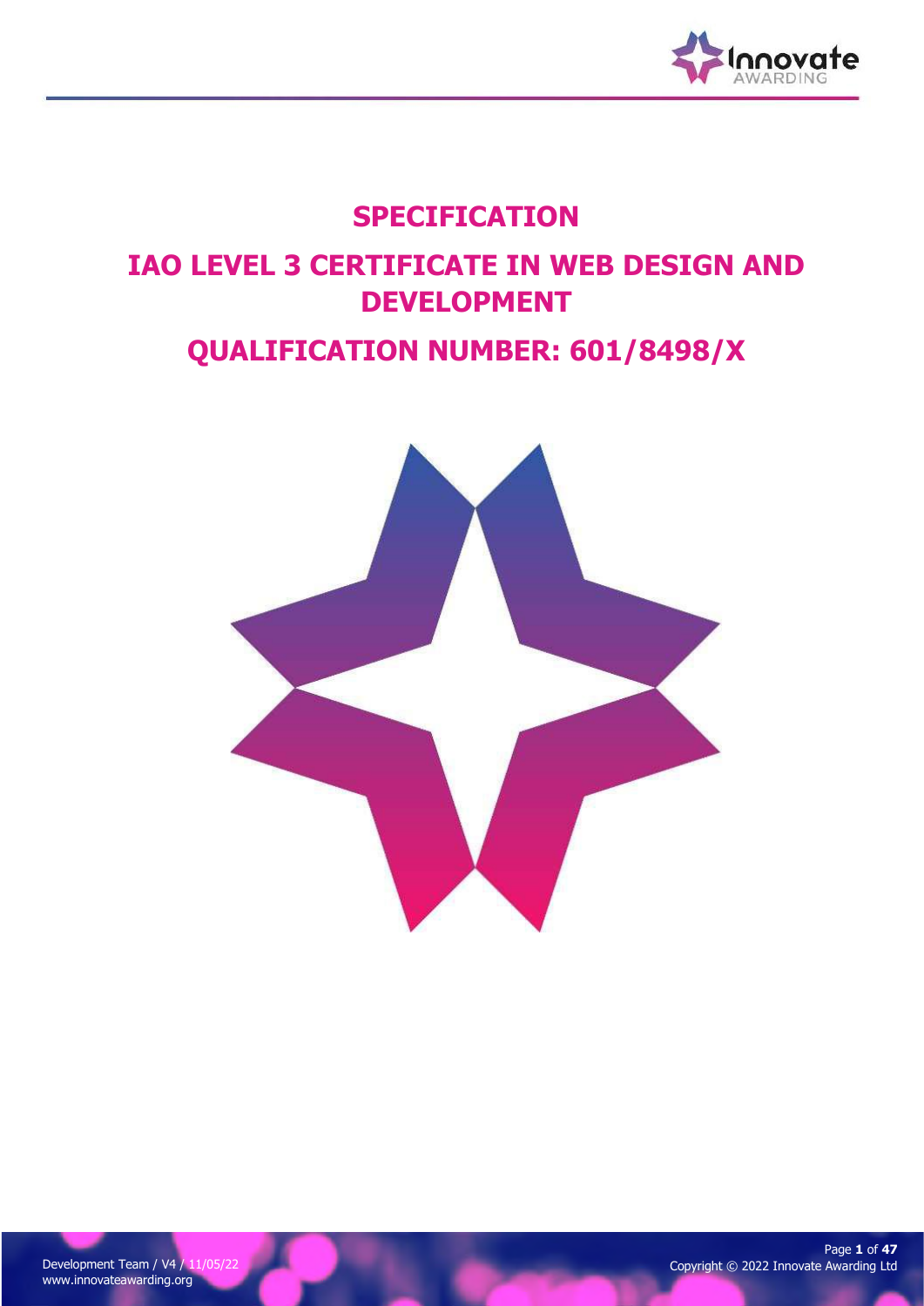# SPECIFICATION

# IAO LEVEL 3 CERTIFICATE IN WEB DESIGN AND DEVELOPMENT

# QUALIFICATION NUMBER: 601/8498/X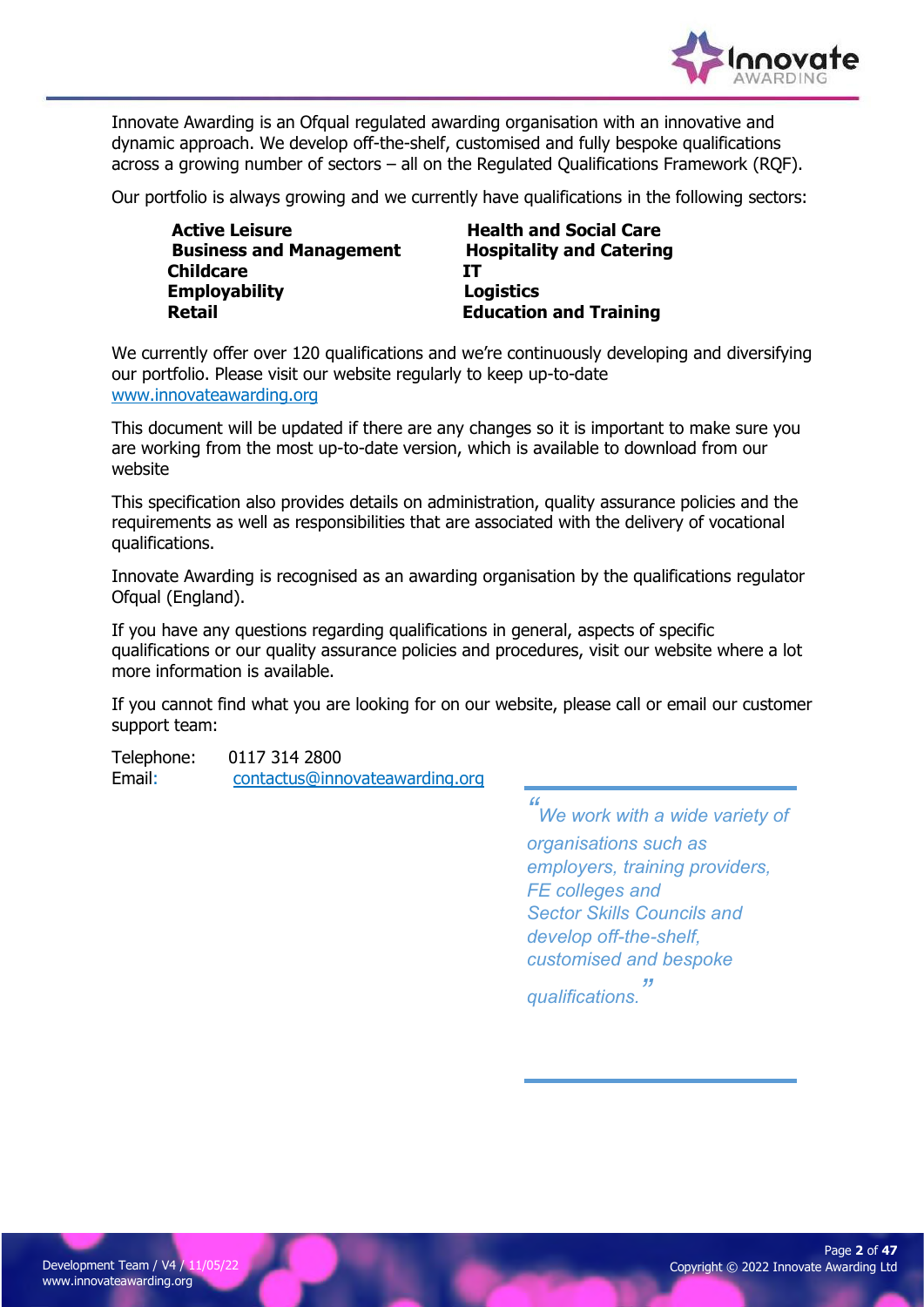Innovate Awarding is an Ofqual regulated awarding organisation with an innovative and dynamic approach. We develop off-the-shelf, customised and fully bespoke qualifications across a growing number of sectors – all on the Regulated Qualifications Framework (RQF).

Our portfolio is always growing and we currently have qualifications in the following sectors:

- **Active Leisure**
- **Business and Management**
- **Childcare**
- **Employability**
- **Retail**
- **Health and Social Care**
- **Hospitality and Catering**
- **IT**
- **Logistics**
- **Education and Training**

We currently offer over 120 qualifications and we're continuously developing and diversifying our portfolio. Please visit our website regularly to keep up-to-date www.innovateawarding.org

This document will be updated if there are any changes so it is important to make sure you are working from the most up-to-date version, which is available to download from our website

This specification also provides details on administration, quality assurance policies and the requirements as well as responsibilities that are associated with the delivery of vocational qualifications.

Innovate Awarding is recognised as an awarding organisation by the qualifications regulator Ofqual (England).

If you have any questions regarding qualifications in general, aspects of specific qualifications or our quality assurance policies and procedures, visit our website where a lot more information is available.

If you cannot find what you are looking for on our website, please call or email our customer support team:

Telephone: 0117 314 2800
Email: contactus@innovateawarding.org

> *"We work with a wide variety of organisations such as employers, training providers, FE colleges and Sector Skills Councils and develop off-the-shelf, customised and bespoke qualifications."*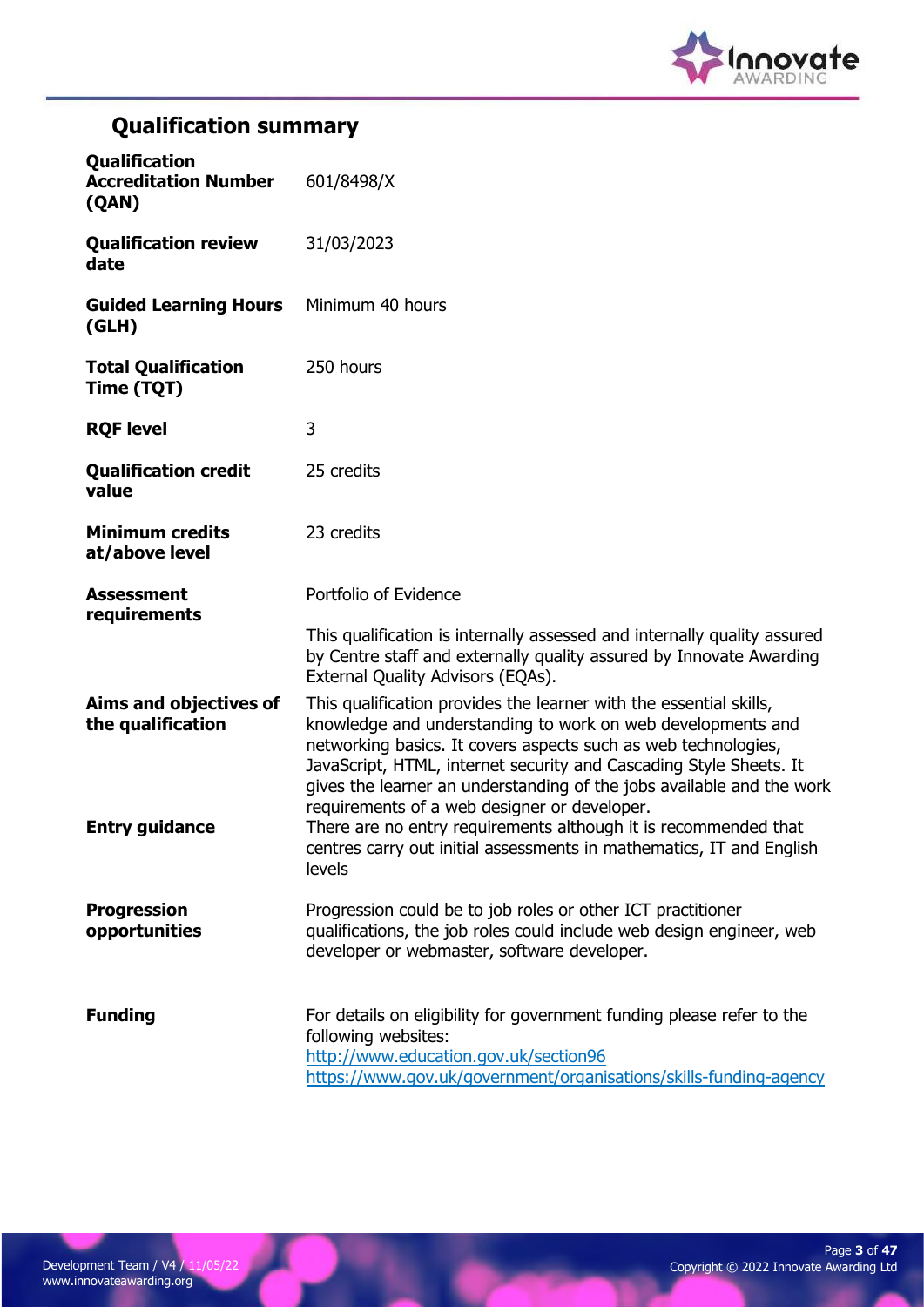## Qualification summary

| | |
|---|---|
| **Qualification Accreditation Number (QAN)** | 601/8498/X |
| **Qualification review date** | 31/03/2023 |
| **Guided Learning Hours (GLH)** | Minimum 40 hours |
| **Total Qualification Time (TQT)** | 250 hours |
| **RQF level** | 3 |
| **Qualification credit value** | 25 credits |
| **Minimum credits at/above level** | 23 credits |
| **Assessment requirements** | Portfolio of Evidence<br><br>This qualification is internally assessed and internally quality assured by Centre staff and externally quality assured by Innovate Awarding External Quality Advisors (EQAs). |
| **Aims and objectives of the qualification** | This qualification provides the learner with the essential skills, knowledge and understanding to work on web developments and networking basics. It covers aspects such as web technologies, JavaScript, HTML, internet security and Cascading Style Sheets. It gives the learner an understanding of the jobs available and the work requirements of a web designer or developer. |
| **Entry guidance** | There are no entry requirements although it is recommended that centres carry out initial assessments in mathematics, IT and English levels |
| **Progression opportunities** | Progression could be to job roles or other ICT practitioner qualifications, the job roles could include web design engineer, web developer or webmaster, software developer. |
| **Funding** | For details on eligibility for government funding please refer to the following websites:<br>http://www.education.gov.uk/section96<br>https://www.gov.uk/government/organisations/skills-funding-agency |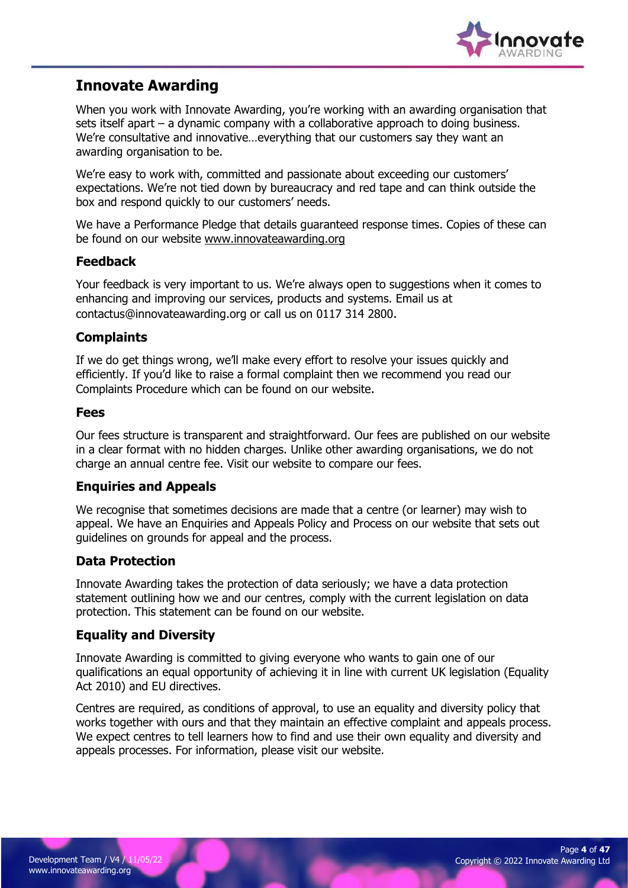# Innovate Awarding

When you work with Innovate Awarding, you're working with an awarding organisation that sets itself apart – a dynamic company with a collaborative approach to doing business. We're consultative and innovative…everything that our customers say they want an awarding organisation to be.

We're easy to work with, committed and passionate about exceeding our customers' expectations. We're not tied down by bureaucracy and red tape and can think outside the box and respond quickly to our customers' needs.

We have a Performance Pledge that details guaranteed response times. Copies of these can be found on our website www.innovateawarding.org

## Feedback

Your feedback is very important to us. We're always open to suggestions when it comes to enhancing and improving our services, products and systems. Email us at contactus@innovateawarding.org or call us on 0117 314 2800.

## Complaints

If we do get things wrong, we'll make every effort to resolve your issues quickly and efficiently. If you'd like to raise a formal complaint then we recommend you read our Complaints Procedure which can be found on our website.

## Fees

Our fees structure is transparent and straightforward. Our fees are published on our website in a clear format with no hidden charges. Unlike other awarding organisations, we do not charge an annual centre fee. Visit our website to compare our fees.

## Enquiries and Appeals

We recognise that sometimes decisions are made that a centre (or learner) may wish to appeal. We have an Enquiries and Appeals Policy and Process on our website that sets out guidelines on grounds for appeal and the process.

## Data Protection

Innovate Awarding takes the protection of data seriously; we have a data protection statement outlining how we and our centres, comply with the current legislation on data protection. This statement can be found on our website.

## Equality and Diversity

Innovate Awarding is committed to giving everyone who wants to gain one of our qualifications an equal opportunity of achieving it in line with current UK legislation (Equality Act 2010) and EU directives.

Centres are required, as conditions of approval, to use an equality and diversity policy that works together with ours and that they maintain an effective complaint and appeals process. We expect centres to tell learners how to find and use their own equality and diversity and appeals processes. For information, please visit our website.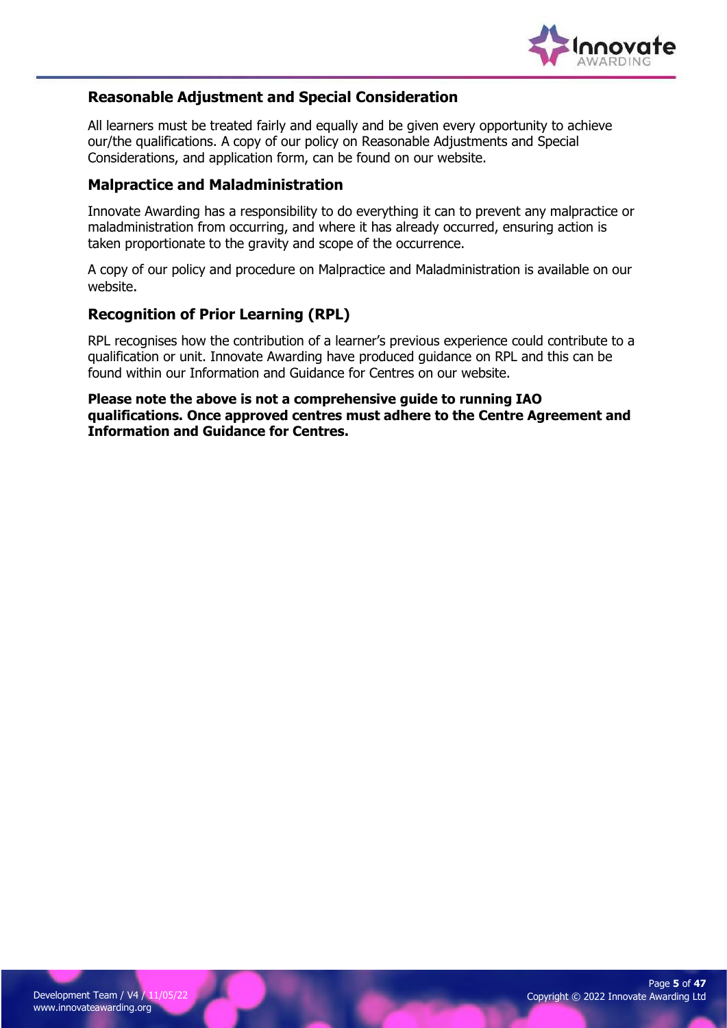## Reasonable Adjustment and Special Consideration

All learners must be treated fairly and equally and be given every opportunity to achieve our/the qualifications. A copy of our policy on Reasonable Adjustments and Special Considerations, and application form, can be found on our website.

## Malpractice and Maladministration

Innovate Awarding has a responsibility to do everything it can to prevent any malpractice or maladministration from occurring, and where it has already occurred, ensuring action is taken proportionate to the gravity and scope of the occurrence.

A copy of our policy and procedure on Malpractice and Maladministration is available on our website.

## Recognition of Prior Learning (RPL)

RPL recognises how the contribution of a learner's previous experience could contribute to a qualification or unit. Innovate Awarding have produced guidance on RPL and this can be found within our Information and Guidance for Centres on our website.

**Please note the above is not a comprehensive guide to running IAO qualifications. Once approved centres must adhere to the Centre Agreement and Information and Guidance for Centres.**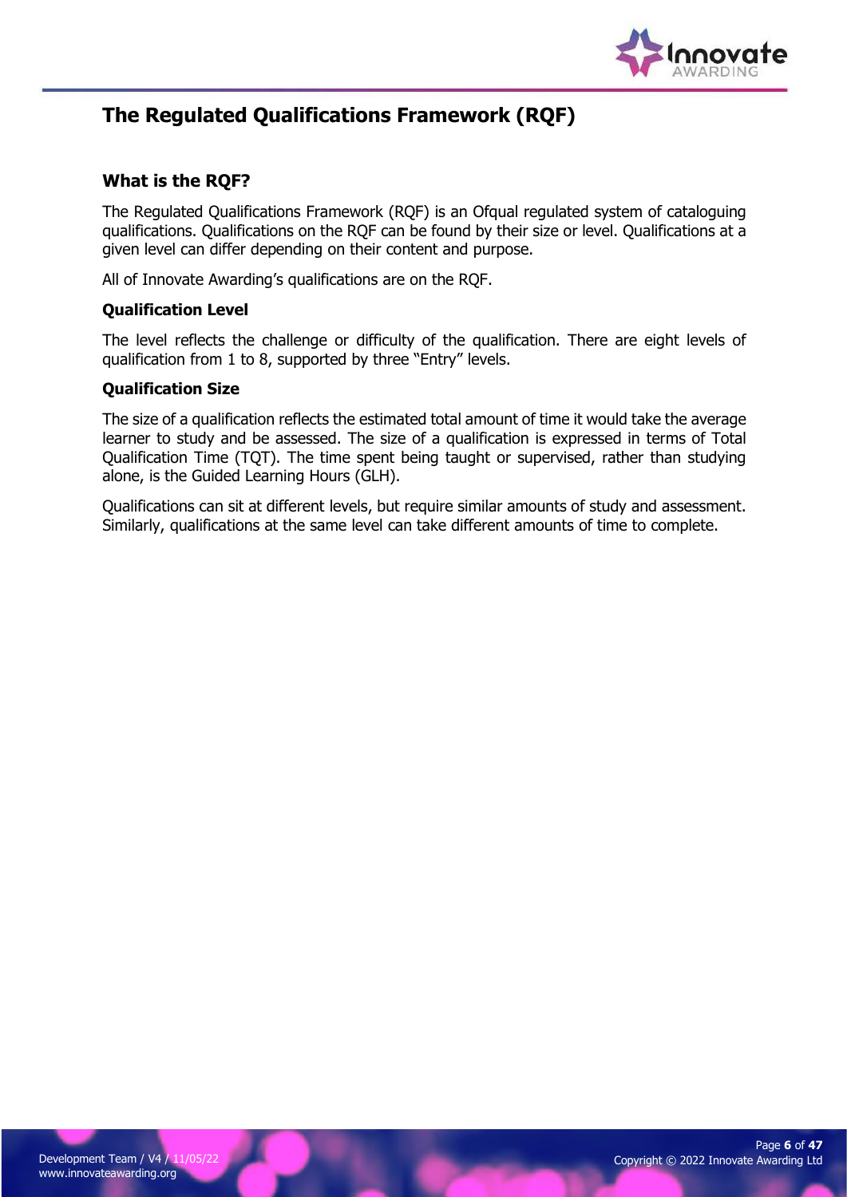# The Regulated Qualifications Framework (RQF)

## What is the RQF?

The Regulated Qualifications Framework (RQF) is an Ofqual regulated system of cataloguing qualifications. Qualifications on the RQF can be found by their size or level. Qualifications at a given level can differ depending on their content and purpose.

All of Innovate Awarding's qualifications are on the RQF.

### Qualification Level

The level reflects the challenge or difficulty of the qualification. There are eight levels of qualification from 1 to 8, supported by three "Entry" levels.

### Qualification Size

The size of a qualification reflects the estimated total amount of time it would take the average learner to study and be assessed. The size of a qualification is expressed in terms of Total Qualification Time (TQT). The time spent being taught or supervised, rather than studying alone, is the Guided Learning Hours (GLH).

Qualifications can sit at different levels, but require similar amounts of study and assessment. Similarly, qualifications at the same level can take different amounts of time to complete.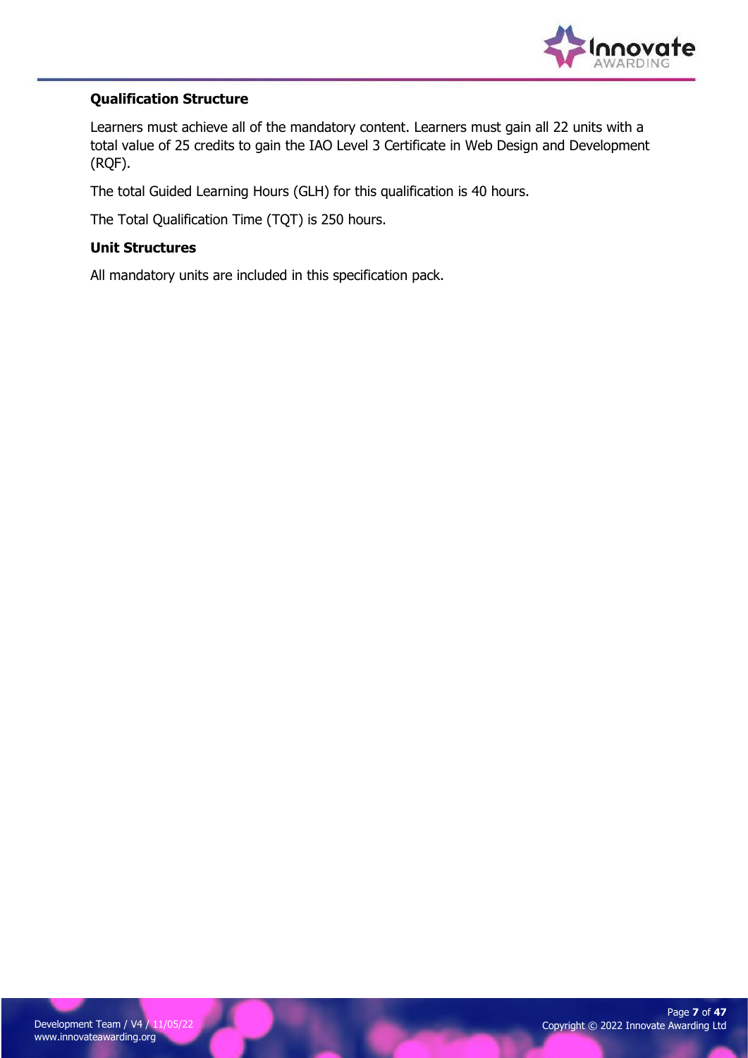## Qualification Structure

Learners must achieve all of the mandatory content. Learners must gain all 22 units with a total value of 25 credits to gain the IAO Level 3 Certificate in Web Design and Development (RQF).

The total Guided Learning Hours (GLH) for this qualification is 40 hours.

The Total Qualification Time (TQT) is 250 hours.

## Unit Structures

All mandatory units are included in this specification pack.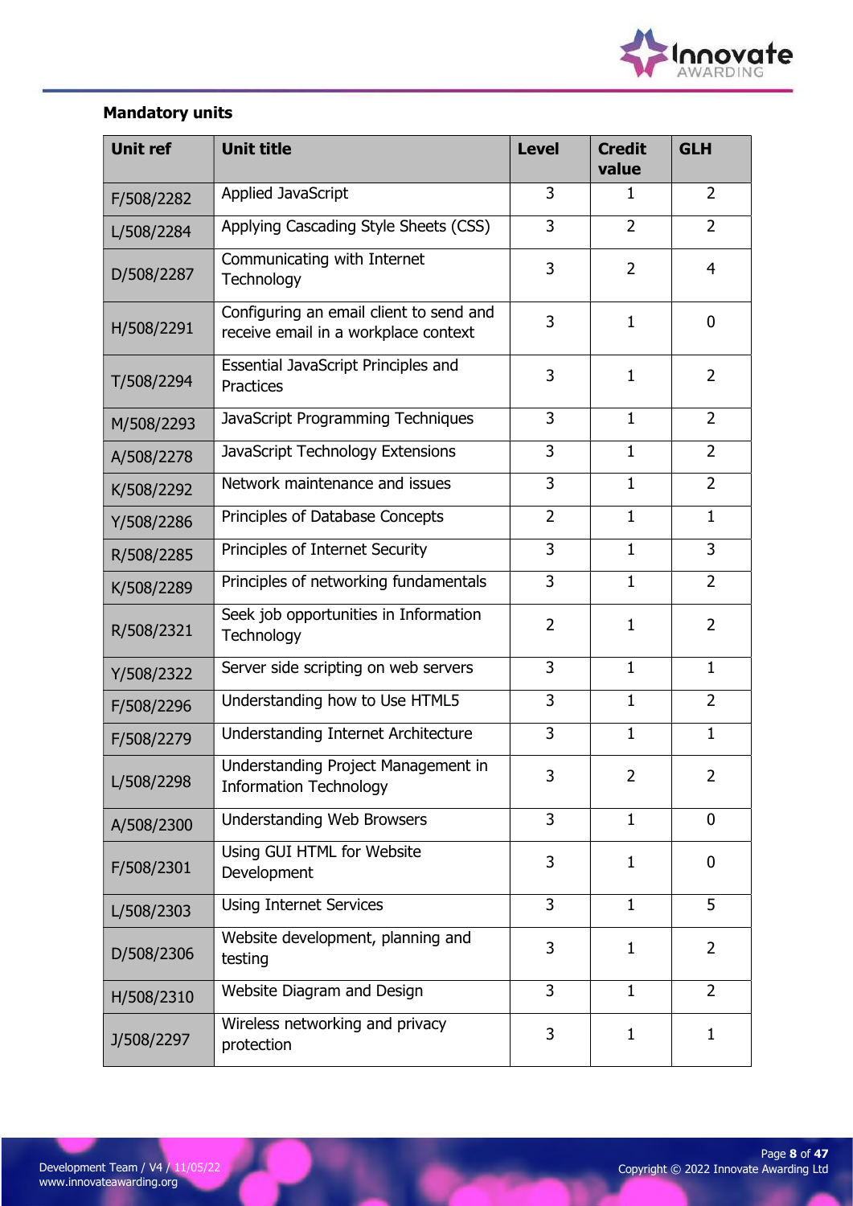**Mandatory units**

| Unit ref | Unit title | Level | Credit value | GLH |
|---|---|---|---|---|
| F/508/2282 | Applied JavaScript | 3 | 1 | 2 |
| L/508/2284 | Applying Cascading Style Sheets (CSS) | 3 | 2 | 2 |
| D/508/2287 | Communicating with Internet Technology | 3 | 2 | 4 |
| H/508/2291 | Configuring an email client to send and receive email in a workplace context | 3 | 1 | 0 |
| T/508/2294 | Essential JavaScript Principles and Practices | 3 | 1 | 2 |
| M/508/2293 | JavaScript Programming Techniques | 3 | 1 | 2 |
| A/508/2278 | JavaScript Technology Extensions | 3 | 1 | 2 |
| K/508/2292 | Network maintenance and issues | 3 | 1 | 2 |
| Y/508/2286 | Principles of Database Concepts | 2 | 1 | 1 |
| R/508/2285 | Principles of Internet Security | 3 | 1 | 3 |
| K/508/2289 | Principles of networking fundamentals | 3 | 1 | 2 |
| R/508/2321 | Seek job opportunities in Information Technology | 2 | 1 | 2 |
| Y/508/2322 | Server side scripting on web servers | 3 | 1 | 1 |
| F/508/2296 | Understanding how to Use HTML5 | 3 | 1 | 2 |
| F/508/2279 | Understanding Internet Architecture | 3 | 1 | 1 |
| L/508/2298 | Understanding Project Management in Information Technology | 3 | 2 | 2 |
| A/508/2300 | Understanding Web Browsers | 3 | 1 | 0 |
| F/508/2301 | Using GUI HTML for Website Development | 3 | 1 | 0 |
| L/508/2303 | Using Internet Services | 3 | 1 | 5 |
| D/508/2306 | Website development, planning and testing | 3 | 1 | 2 |
| H/508/2310 | Website Diagram and Design | 3 | 1 | 2 |
| J/508/2297 | Wireless networking and privacy protection | 3 | 1 | 1 |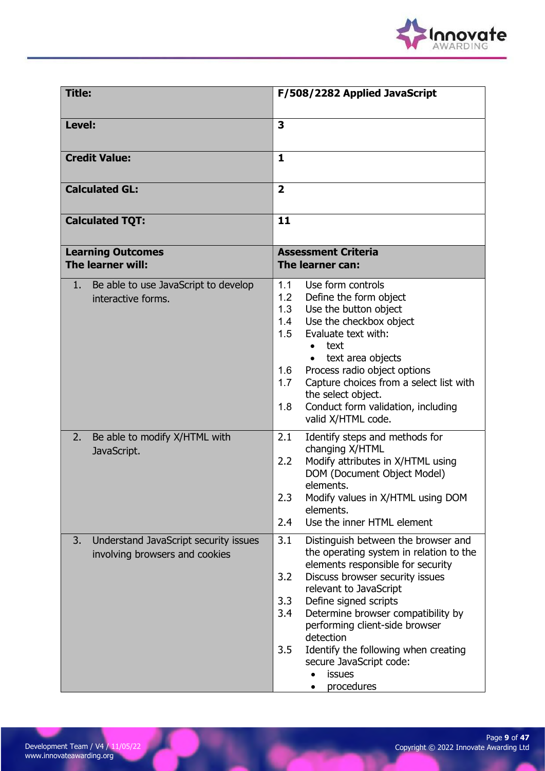| **Title:** | **F/508/2282 Applied JavaScript** |
|---|---|
| **Level:** | **3** |
| **Credit Value:** | **1** |
| **Calculated GL:** | **2** |
| **Calculated TQT:** | **11** |
| **Learning Outcomes**<br>**The learner will:** | **Assessment Criteria**<br>**The learner can:** |
| 1. Be able to use JavaScript to develop interactive forms. | 1.1 Use form controls<br>1.2 Define the form object<br>1.3 Use the button object<br>1.4 Use the checkbox object<br>1.5 Evaluate text with:<br>• text<br>• text area objects<br>1.6 Process radio object options<br>1.7 Capture choices from a select list with the select object.<br>1.8 Conduct form validation, including valid X/HTML code. |
| 2. Be able to modify X/HTML with JavaScript. | 2.1 Identify steps and methods for changing X/HTML<br>2.2 Modify attributes in X/HTML using DOM (Document Object Model) elements.<br>2.3 Modify values in X/HTML using DOM elements.<br>2.4 Use the inner HTML element |
| 3. Understand JavaScript security issues involving browsers and cookies | 3.1 Distinguish between the browser and the operating system in relation to the elements responsible for security<br>3.2 Discuss browser security issues relevant to JavaScript<br>3.3 Define signed scripts<br>3.4 Determine browser compatibility by performing client-side browser detection<br>3.5 Identify the following when creating secure JavaScript code:<br>• issues<br>• procedures |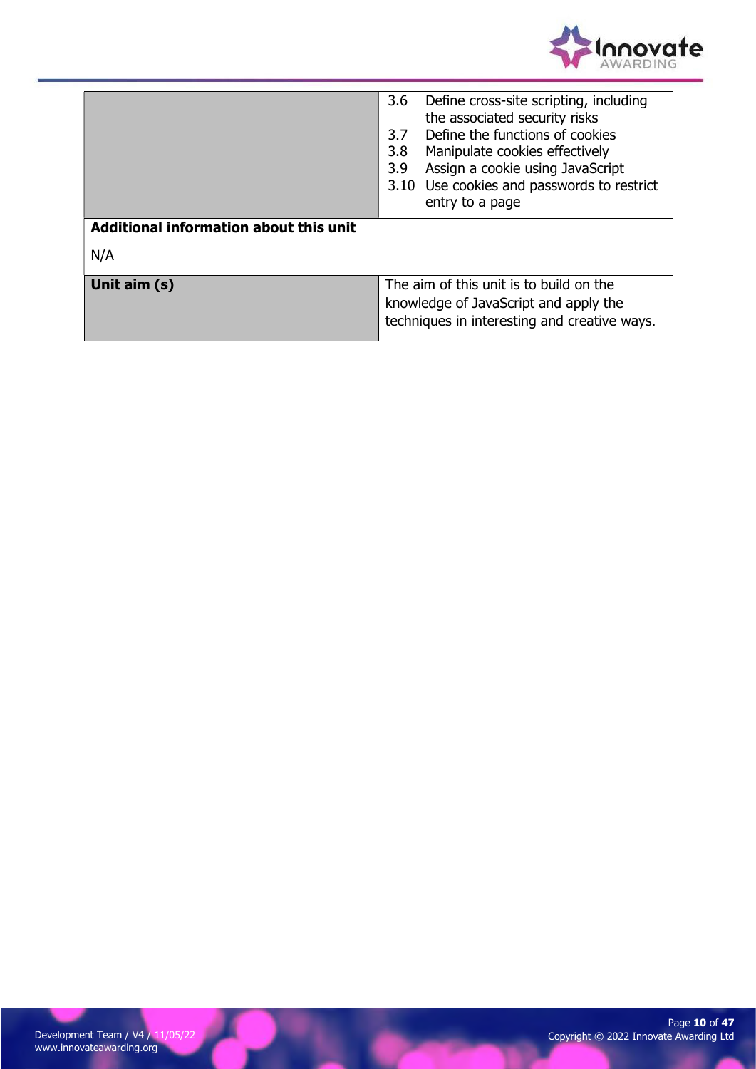| | |
|---|---|
| | 3.6 Define cross-site scripting, including the associated security risks<br>3.7 Define the functions of cookies<br>3.8 Manipulate cookies effectively<br>3.9 Assign a cookie using JavaScript<br>3.10 Use cookies and passwords to restrict entry to a page |
| **Additional information about this unit**<br><br>N/A | |
| **Unit aim (s)** | The aim of this unit is to build on the knowledge of JavaScript and apply the techniques in interesting and creative ways. |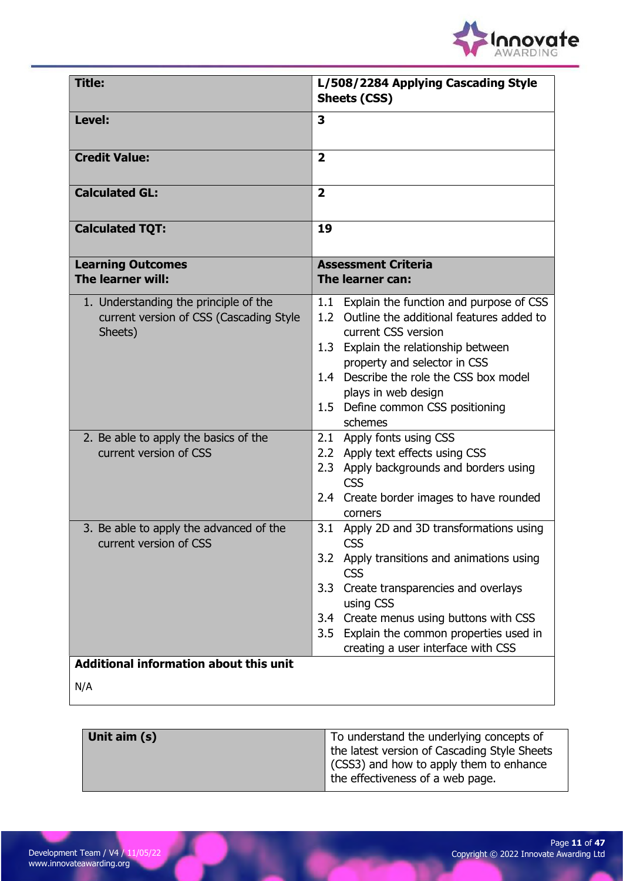| **Title:** | **L/508/2284 Applying Cascading Style Sheets (CSS)** |
|---|---|
| **Level:** | **3** |
| **Credit Value:** | **2** |
| **Calculated GL:** | **2** |
| **Calculated TQT:** | **19** |
| **Learning Outcomes**<br>**The learner will:** | **Assessment Criteria**<br>**The learner can:** |
| 1. Understanding the principle of the current version of CSS (Cascading Style Sheets) | 1.1 Explain the function and purpose of CSS<br>1.2 Outline the additional features added to current CSS version<br>1.3 Explain the relationship between property and selector in CSS<br>1.4 Describe the role the CSS box model plays in web design<br>1.5 Define common CSS positioning schemes |
| 2. Be able to apply the basics of the current version of CSS | 2.1 Apply fonts using CSS<br>2.2 Apply text effects using CSS<br>2.3 Apply backgrounds and borders using CSS<br>2.4 Create border images to have rounded corners |
| 3. Be able to apply the advanced of the current version of CSS | 3.1 Apply 2D and 3D transformations using CSS<br>3.2 Apply transitions and animations using CSS<br>3.3 Create transparencies and overlays using CSS<br>3.4 Create menus using buttons with CSS<br>3.5 Explain the common properties used in creating a user interface with CSS |
| **Additional information about this unit**<br><br>N/A | |

| **Unit aim (s)** | To understand the underlying concepts of the latest version of Cascading Style Sheets (CSS3) and how to apply them to enhance the effectiveness of a web page. |
|---|---|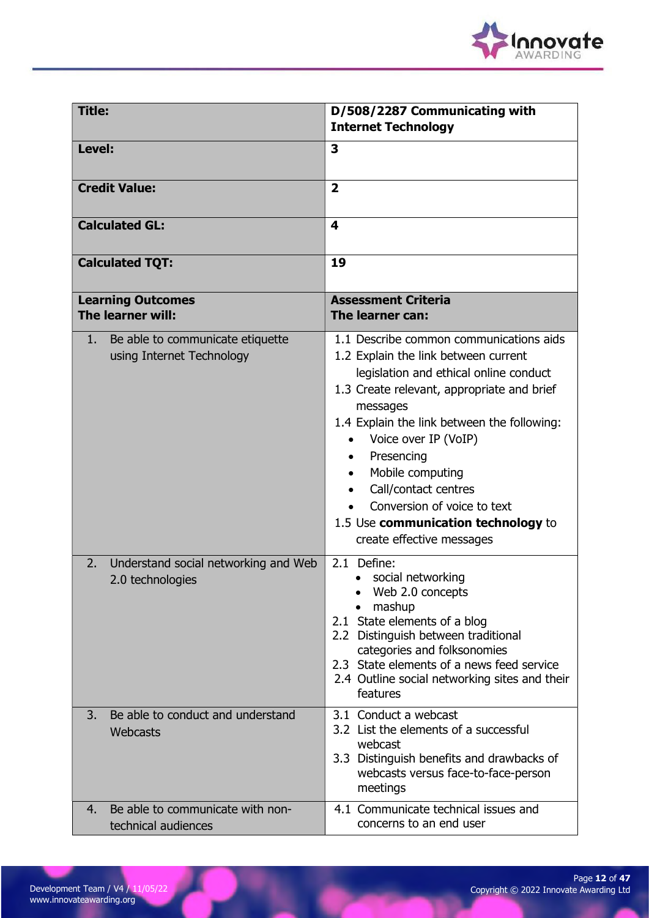| Title: | D/508/2287 Communicating with Internet Technology |
|---|---|
| Level: | 3 |
| Credit Value: | 2 |
| Calculated GL: | 4 |
| Calculated TQT: | 19 |
| **Learning Outcomes**<br>**The learner will:** | **Assessment Criteria**<br>**The learner can:** |
| 1. Be able to communicate etiquette using Internet Technology | 1.1 Describe common communications aids<br>1.2 Explain the link between current legislation and ethical online conduct<br>1.3 Create relevant, appropriate and brief messages<br>1.4 Explain the link between the following:<br>• Voice over IP (VoIP)<br>• Presencing<br>• Mobile computing<br>• Call/contact centres<br>• Conversion of voice to text<br>1.5 Use **communication technology** to create effective messages |
| 2. Understand social networking and Web 2.0 technologies | 2.1 Define:<br>• social networking<br>• Web 2.0 concepts<br>• mashup<br>2.1 State elements of a blog<br>2.2 Distinguish between traditional categories and folksonomies<br>2.3 State elements of a news feed service<br>2.4 Outline social networking sites and their features |
| 3. Be able to conduct and understand Webcasts | 3.1 Conduct a webcast<br>3.2 List the elements of a successful webcast<br>3.3 Distinguish benefits and drawbacks of webcasts versus face-to-face-person meetings |
| 4. Be able to communicate with non-technical audiences | 4.1 Communicate technical issues and concerns to an end user |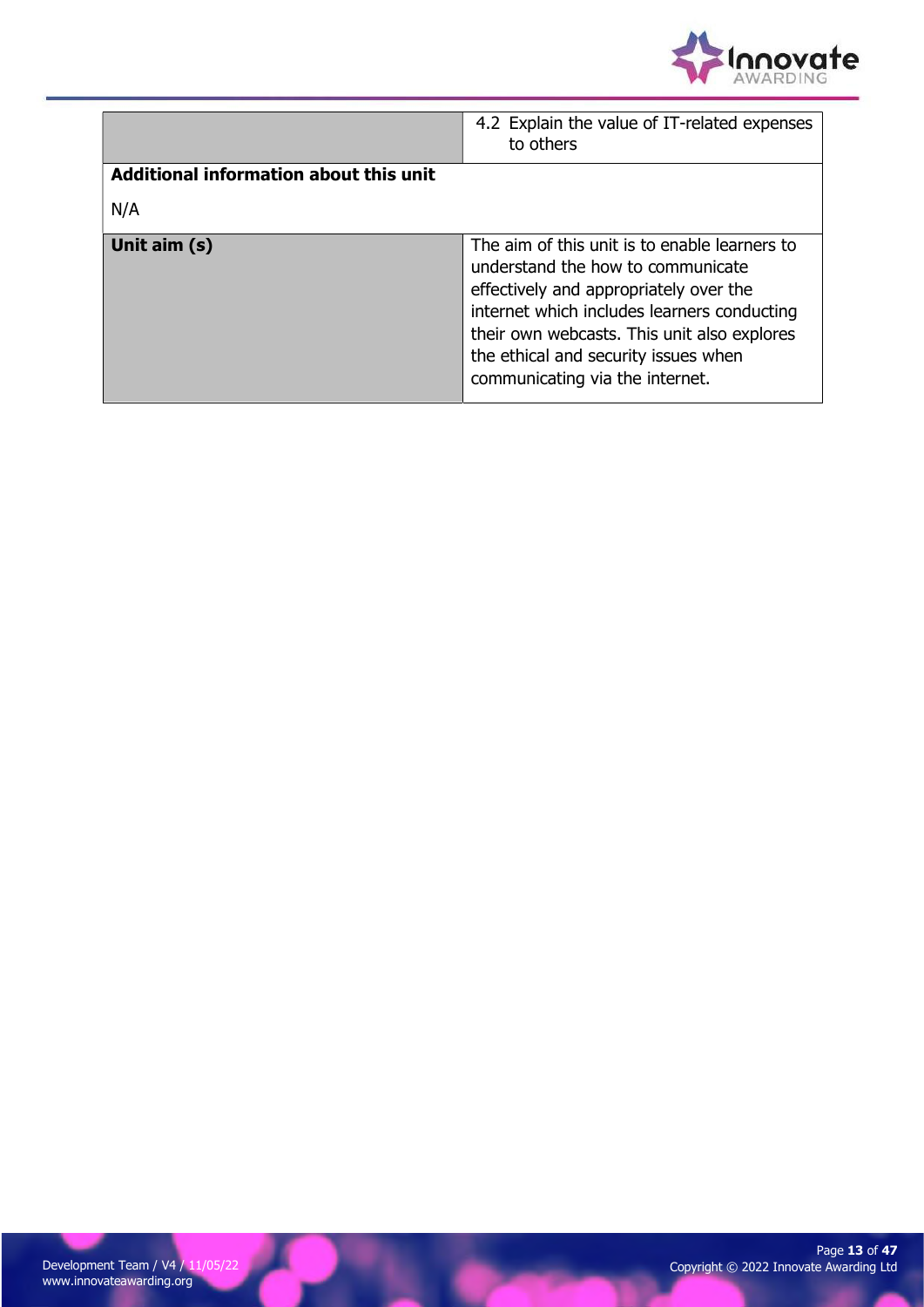| | |
|---|---|
| | 4.2 Explain the value of IT-related expenses to others |
| **Additional information about this unit**<br><br>N/A | |
| **Unit aim (s)** | The aim of this unit is to enable learners to understand the how to communicate effectively and appropriately over the internet which includes learners conducting their own webcasts. This unit also explores the ethical and security issues when communicating via the internet. |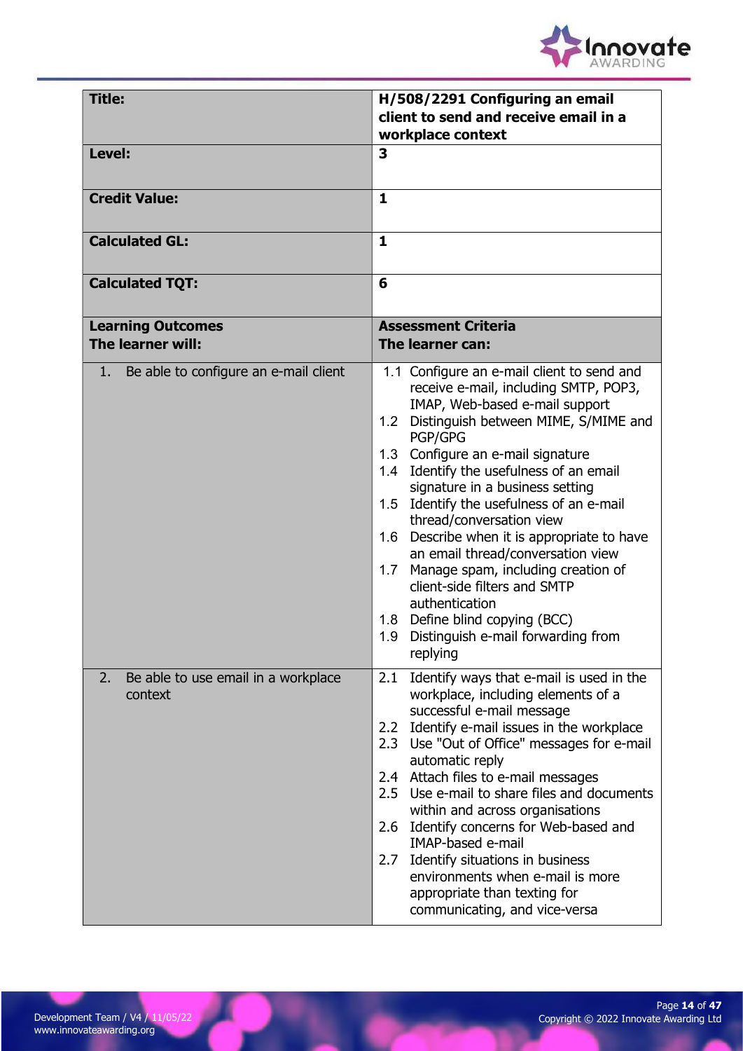| **Title:** | **H/508/2291 Configuring an email client to send and receive email in a workplace context** |
|---|---|
| **Level:** | **3** |
| **Credit Value:** | **1** |
| **Calculated GL:** | **1** |
| **Calculated TQT:** | **6** |
| **Learning Outcomes** **The learner will:** | **Assessment Criteria** **The learner can:** |
| 1. Be able to configure an e-mail client | 1.1 Configure an e-mail client to send and receive e-mail, including SMTP, POP3, IMAP, Web-based e-mail support<br>1.2 Distinguish between MIME, S/MIME and PGP/GPG<br>1.3 Configure an e-mail signature<br>1.4 Identify the usefulness of an email signature in a business setting<br>1.5 Identify the usefulness of an e-mail thread/conversation view<br>1.6 Describe when it is appropriate to have an email thread/conversation view<br>1.7 Manage spam, including creation of client-side filters and SMTP authentication<br>1.8 Define blind copying (BCC)<br>1.9 Distinguish e-mail forwarding from replying |
| 2. Be able to use email in a workplace context | 2.1 Identify ways that e-mail is used in the workplace, including elements of a successful e-mail message<br>2.2 Identify e-mail issues in the workplace<br>2.3 Use "Out of Office" messages for e-mail automatic reply<br>2.4 Attach files to e-mail messages<br>2.5 Use e-mail to share files and documents within and across organisations<br>2.6 Identify concerns for Web-based and IMAP-based e-mail<br>2.7 Identify situations in business environments when e-mail is more appropriate than texting for communicating, and vice-versa |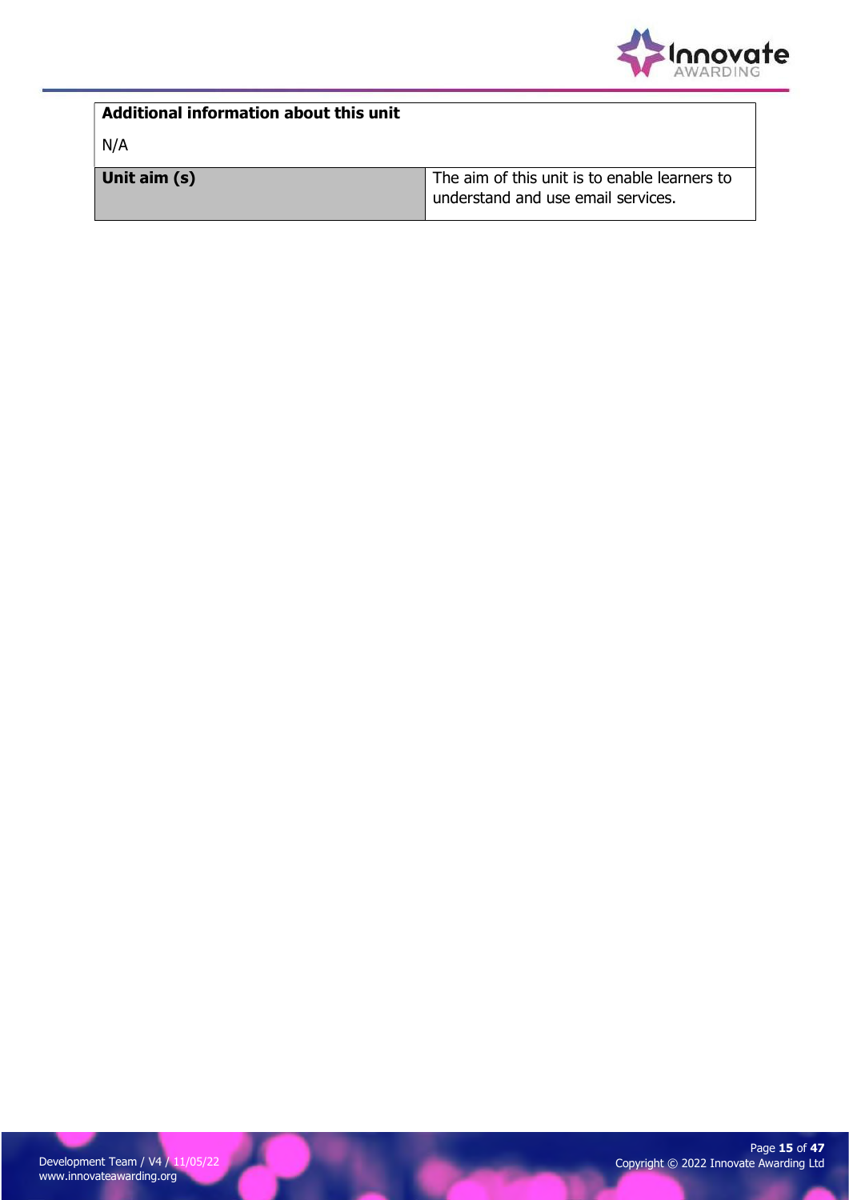| **Additional information about this unit** | |
| --- | --- |
| N/A | |
| **Unit aim (s)** | The aim of this unit is to enable learners to understand and use email services. |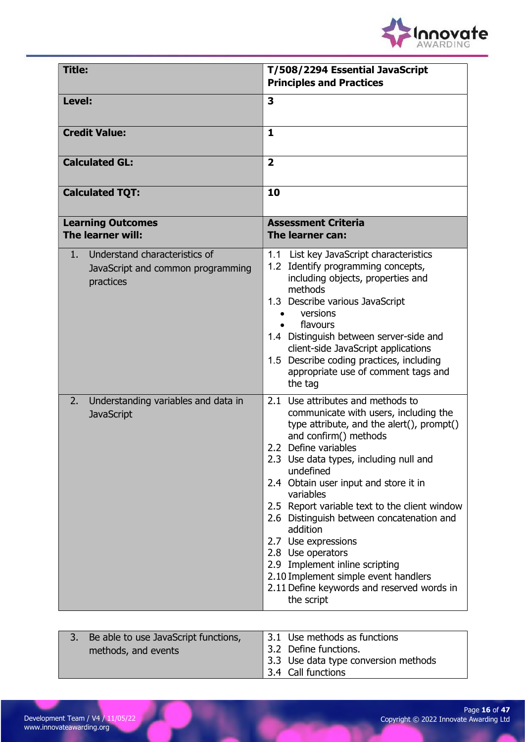| **Title:** | **T/508/2294 Essential JavaScript Principles and Practices** |
|---|---|
| **Level:** | **3** |
| **Credit Value:** | **1** |
| **Calculated GL:** | **2** |
| **Calculated TQT:** | **10** |
| **Learning Outcomes**<br>**The learner will:** | **Assessment Criteria**<br>**The learner can:** |
| 1. Understand characteristics of JavaScript and common programming practices | 1.1 List key JavaScript characteristics<br>1.2 Identify programming concepts, including objects, properties and methods<br>1.3 Describe various JavaScript<br>• versions<br>• flavours<br>1.4 Distinguish between server-side and client-side JavaScript applications<br>1.5 Describe coding practices, including appropriate use of comment tags and the tag |
| 2. Understanding variables and data in JavaScript | 2.1 Use attributes and methods to communicate with users, including the type attribute, and the alert(), prompt() and confirm() methods<br>2.2 Define variables<br>2.3 Use data types, including null and undefined<br>2.4 Obtain user input and store it in variables<br>2.5 Report variable text to the client window<br>2.6 Distinguish between concatenation and addition<br>2.7 Use expressions<br>2.8 Use operators<br>2.9 Implement inline scripting<br>2.10 Implement simple event handlers<br>2.11 Define keywords and reserved words in the script |
| 3. Be able to use JavaScript functions, methods, and events | 3.1 Use methods as functions<br>3.2 Define functions.<br>3.3 Use data type conversion methods<br>3.4 Call functions |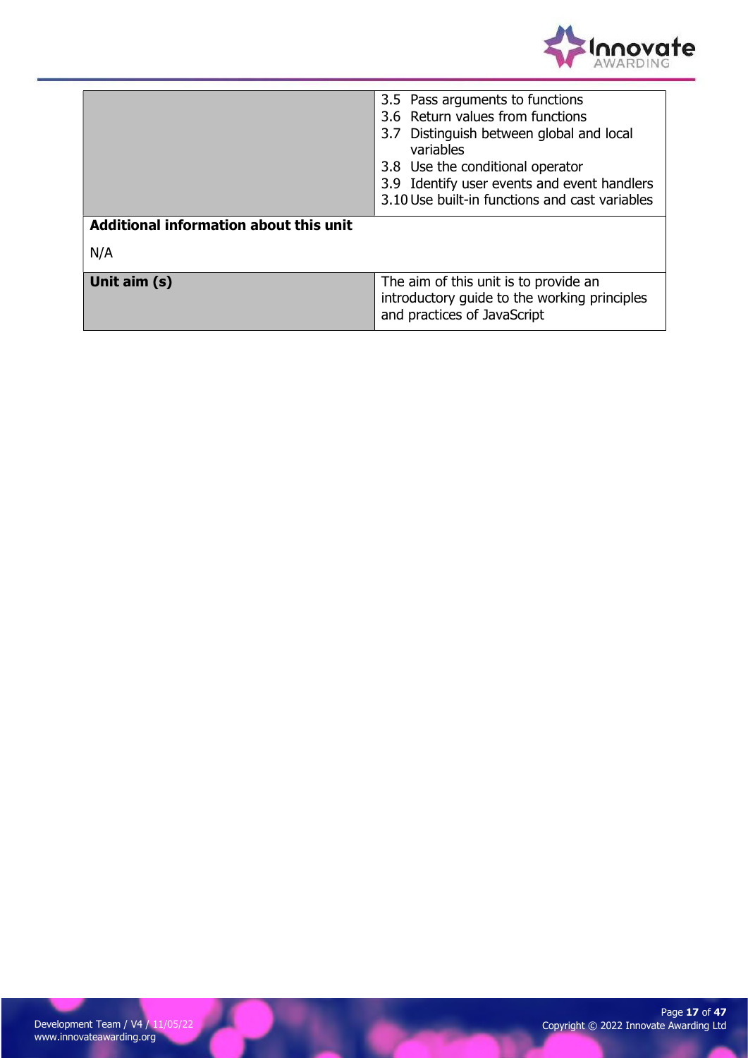| | |
|---|---|
| | 3.5 Pass arguments to functions<br>3.6 Return values from functions<br>3.7 Distinguish between global and local variables<br>3.8 Use the conditional operator<br>3.9 Identify user events and event handlers<br>3.10 Use built-in functions and cast variables |
| **Additional information about this unit**<br><br>N/A | |
| **Unit aim (s)** | The aim of this unit is to provide an introductory guide to the working principles and practices of JavaScript |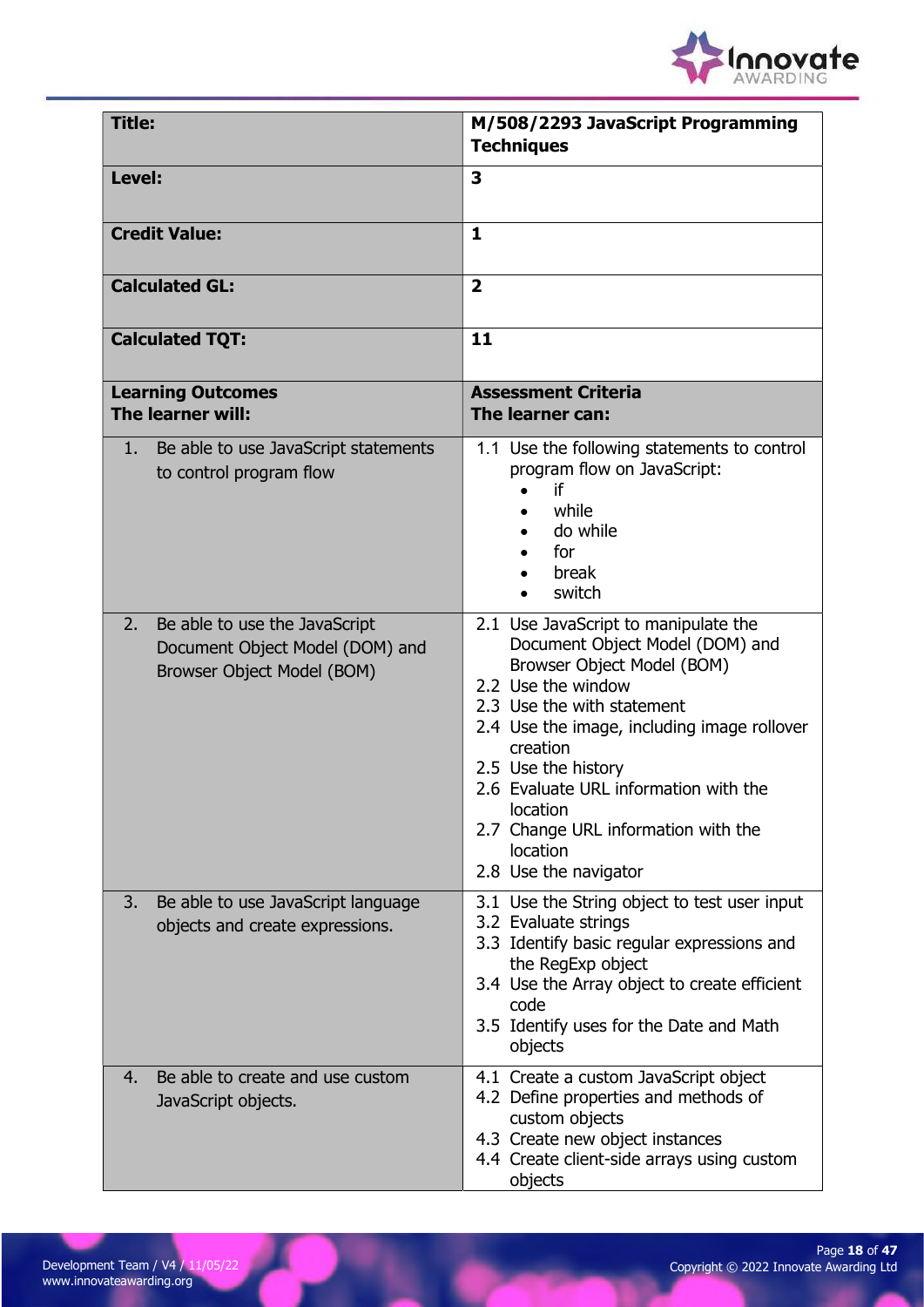| **Title:** | **M/508/2293 JavaScript Programming Techniques** |
|---|---|
| **Level:** | **3** |
| **Credit Value:** | **1** |
| **Calculated GL:** | **2** |
| **Calculated TQT:** | **11** |
| **Learning Outcomes**<br>**The learner will:** | **Assessment Criteria**<br>**The learner can:** |
| 1. Be able to use JavaScript statements to control program flow | 1.1 Use the following statements to control program flow on JavaScript:<br>• if<br>• while<br>• do while<br>• for<br>• break<br>• switch |
| 2. Be able to use the JavaScript Document Object Model (DOM) and Browser Object Model (BOM) | 2.1 Use JavaScript to manipulate the Document Object Model (DOM) and Browser Object Model (BOM)<br>2.2 Use the window<br>2.3 Use the with statement<br>2.4 Use the image, including image rollover creation<br>2.5 Use the history<br>2.6 Evaluate URL information with the location<br>2.7 Change URL information with the location<br>2.8 Use the navigator |
| 3. Be able to use JavaScript language objects and create expressions. | 3.1 Use the String object to test user input<br>3.2 Evaluate strings<br>3.3 Identify basic regular expressions and the RegExp object<br>3.4 Use the Array object to create efficient code<br>3.5 Identify uses for the Date and Math objects |
| 4. Be able to create and use custom JavaScript objects. | 4.1 Create a custom JavaScript object<br>4.2 Define properties and methods of custom objects<br>4.3 Create new object instances<br>4.4 Create client-side arrays using custom objects |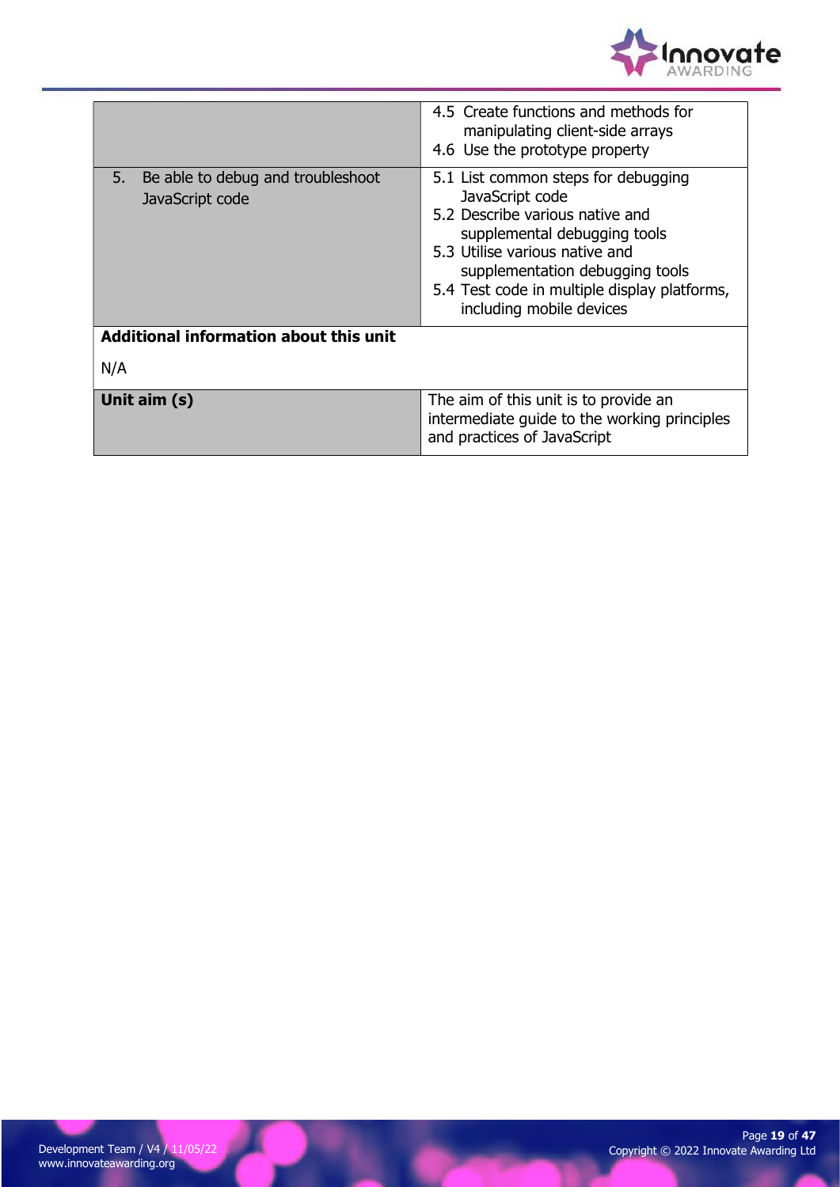| | |
|---|---|
| | 4.5 Create functions and methods for manipulating client-side arrays<br>4.6 Use the prototype property |
| 5. Be able to debug and troubleshoot JavaScript code | 5.1 List common steps for debugging JavaScript code<br>5.2 Describe various native and supplemental debugging tools<br>5.3 Utilise various native and supplementation debugging tools<br>5.4 Test code in multiple display platforms, including mobile devices |
| **Additional information about this unit**<br><br>N/A | |
| **Unit aim (s)** | The aim of this unit is to provide an intermediate guide to the working principles and practices of JavaScript |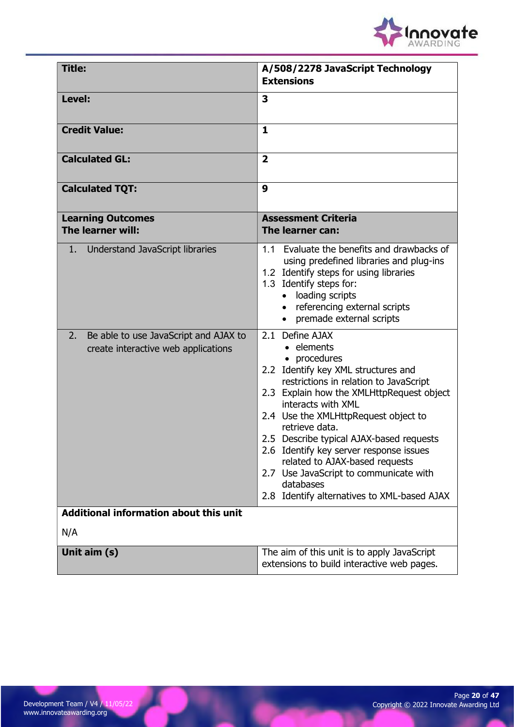| **Title:** | **A/508/2278 JavaScript Technology Extensions** |
|---|---|
| **Level:** | **3** |
| **Credit Value:** | **1** |
| **Calculated GL:** | **2** |
| **Calculated TQT:** | **9** |
| **Learning Outcomes**<br>**The learner will:** | **Assessment Criteria**<br>**The learner can:** |
| 1. Understand JavaScript libraries | 1.1 Evaluate the benefits and drawbacks of using predefined libraries and plug-ins<br>1.2 Identify steps for using libraries<br>1.3 Identify steps for:<br>• loading scripts<br>• referencing external scripts<br>• premade external scripts |
| 2. Be able to use JavaScript and AJAX to create interactive web applications | 2.1 Define AJAX<br>• elements<br>• procedures<br>2.2 Identify key XML structures and restrictions in relation to JavaScript<br>2.3 Explain how the XMLHttpRequest object interacts with XML<br>2.4 Use the XMLHttpRequest object to retrieve data.<br>2.5 Describe typical AJAX-based requests<br>2.6 Identify key server response issues related to AJAX-based requests<br>2.7 Use JavaScript to communicate with databases<br>2.8 Identify alternatives to XML-based AJAX |
| **Additional information about this unit**<br><br>N/A | |
| **Unit aim (s)** | The aim of this unit is to apply JavaScript extensions to build interactive web pages. |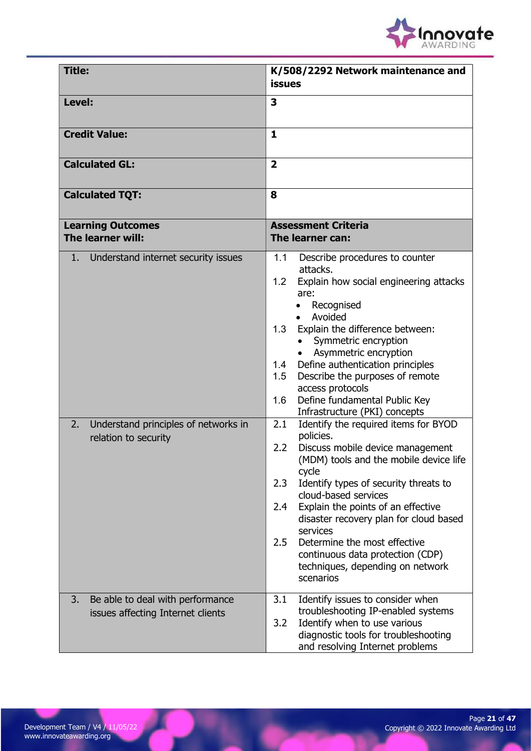| **Title:** | **K/508/2292 Network maintenance and issues** |
|---|---|
| **Level:** | **3** |
| **Credit Value:** | **1** |
| **Calculated GL:** | **2** |
| **Calculated TQT:** | **8** |
| **Learning Outcomes**<br>**The learner will:** | **Assessment Criteria**<br>**The learner can:** |
| 1. Understand internet security issues | 1.1 Describe procedures to counter attacks.<br>1.2 Explain how social engineering attacks are:<br>• Recognised<br>• Avoided<br>1.3 Explain the difference between:<br>• Symmetric encryption<br>• Asymmetric encryption<br>1.4 Define authentication principles<br>1.5 Describe the purposes of remote access protocols<br>1.6 Define fundamental Public Key Infrastructure (PKI) concepts |
| 2. Understand principles of networks in relation to security | 2.1 Identify the required items for BYOD policies.<br>2.2 Discuss mobile device management (MDM) tools and the mobile device life cycle<br>2.3 Identify types of security threats to cloud-based services<br>2.4 Explain the points of an effective disaster recovery plan for cloud based services<br>2.5 Determine the most effective continuous data protection (CDP) techniques, depending on network scenarios |
| 3. Be able to deal with performance issues affecting Internet clients | 3.1 Identify issues to consider when troubleshooting IP-enabled systems<br>3.2 Identify when to use various diagnostic tools for troubleshooting and resolving Internet problems |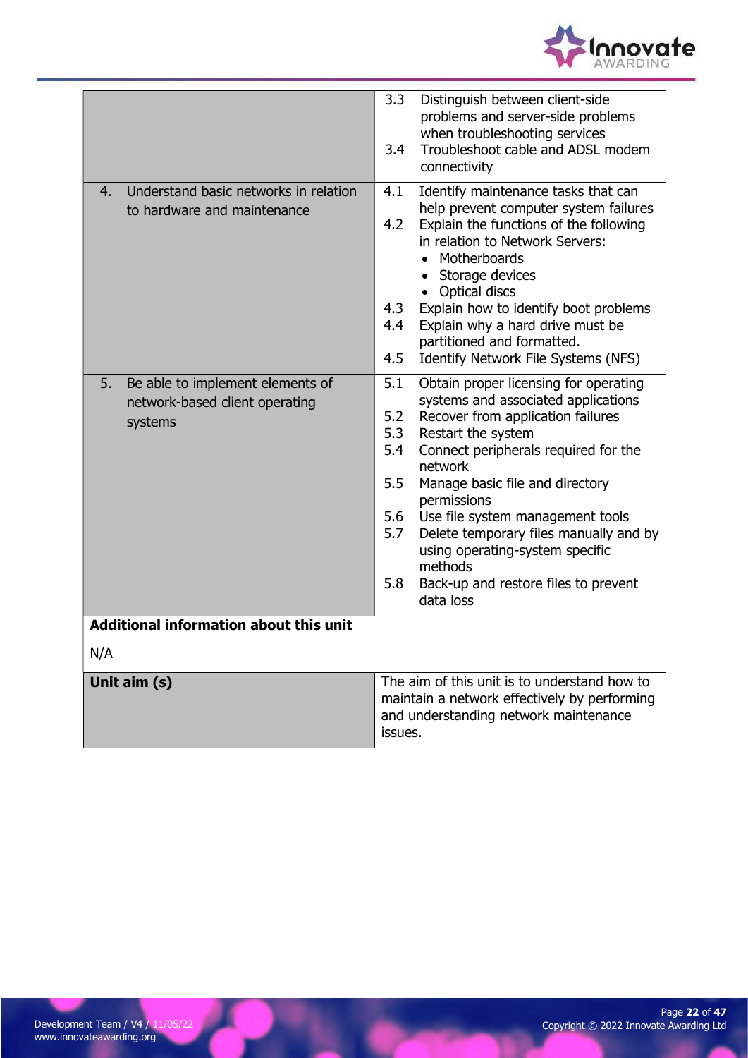| | |
|---|---|
| | 3.3 Distinguish between client-side problems and server-side problems when troubleshooting services<br>3.4 Troubleshoot cable and ADSL modem connectivity |
| 4. Understand basic networks in relation to hardware and maintenance | 4.1 Identify maintenance tasks that can help prevent computer system failures<br>4.2 Explain the functions of the following in relation to Network Servers:<br>• Motherboards<br>• Storage devices<br>• Optical discs<br>4.3 Explain how to identify boot problems<br>4.4 Explain why a hard drive must be partitioned and formatted.<br>4.5 Identify Network File Systems (NFS) |
| 5. Be able to implement elements of network-based client operating systems | 5.1 Obtain proper licensing for operating systems and associated applications<br>5.2 Recover from application failures<br>5.3 Restart the system<br>5.4 Connect peripherals required for the network<br>5.5 Manage basic file and directory permissions<br>5.6 Use file system management tools<br>5.7 Delete temporary files manually and by using operating-system specific methods<br>5.8 Back-up and restore files to prevent data loss |

**Additional information about this unit**

N/A

| | |
|---|---|
| **Unit aim (s)** | The aim of this unit is to understand how to maintain a network effectively by performing and understanding network maintenance issues. |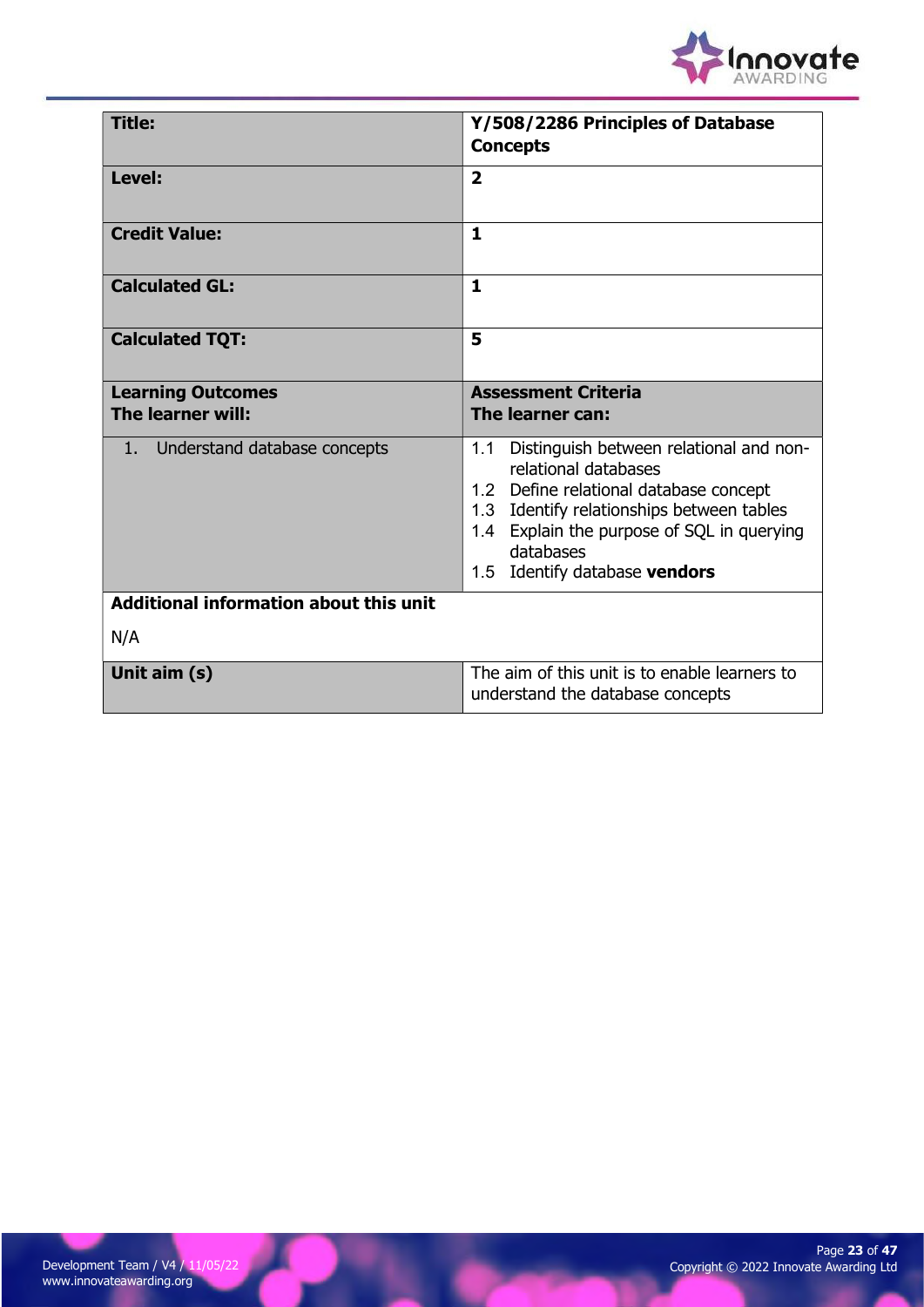| **Title:** | **Y/508/2286 Principles of Database Concepts** |
|---|---|
| **Level:** | **2** |
| **Credit Value:** | **1** |
| **Calculated GL:** | **1** |
| **Calculated TQT:** | **5** |
| **Learning Outcomes**<br>**The learner will:** | **Assessment Criteria**<br>**The learner can:** |
| 1. Understand database concepts | 1.1 Distinguish between relational and non-relational databases<br>1.2 Define relational database concept<br>1.3 Identify relationships between tables<br>1.4 Explain the purpose of SQL in querying databases<br>1.5 Identify database **vendors** |
| **Additional information about this unit**<br><br>N/A | |
| **Unit aim (s)** | The aim of this unit is to enable learners to understand the database concepts |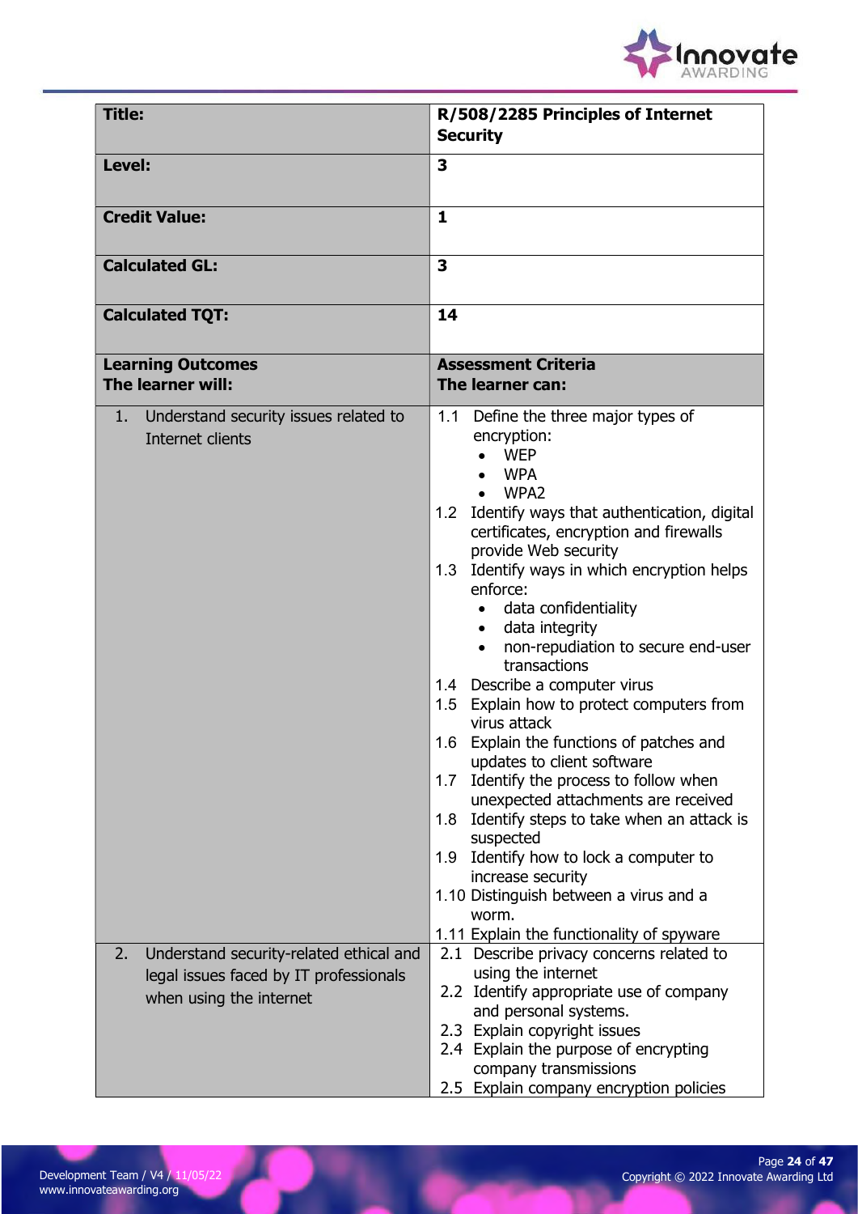| **Title:** | **R/508/2285 Principles of Internet Security** |
|---|---|
| **Level:** | **3** |
| **Credit Value:** | **1** |
| **Calculated GL:** | **3** |
| **Calculated TQT:** | **14** |
| **Learning Outcomes**<br>**The learner will:** | **Assessment Criteria**<br>**The learner can:** |
| 1. Understand security issues related to Internet clients | 1.1 Define the three major types of encryption:<br>• WEP<br>• WPA<br>• WPA2<br>1.2 Identify ways that authentication, digital certificates, encryption and firewalls provide Web security<br>1.3 Identify ways in which encryption helps enforce:<br>• data confidentiality<br>• data integrity<br>• non-repudiation to secure end-user transactions<br>1.4 Describe a computer virus<br>1.5 Explain how to protect computers from virus attack<br>1.6 Explain the functions of patches and updates to client software<br>1.7 Identify the process to follow when unexpected attachments are received<br>1.8 Identify steps to take when an attack is suspected<br>1.9 Identify how to lock a computer to increase security<br>1.10 Distinguish between a virus and a worm.<br>1.11 Explain the functionality of spyware |
| 2. Understand security-related ethical and legal issues faced by IT professionals when using the internet | 2.1 Describe privacy concerns related to using the internet<br>2.2 Identify appropriate use of company and personal systems.<br>2.3 Explain copyright issues<br>2.4 Explain the purpose of encrypting company transmissions<br>2.5 Explain company encryption policies |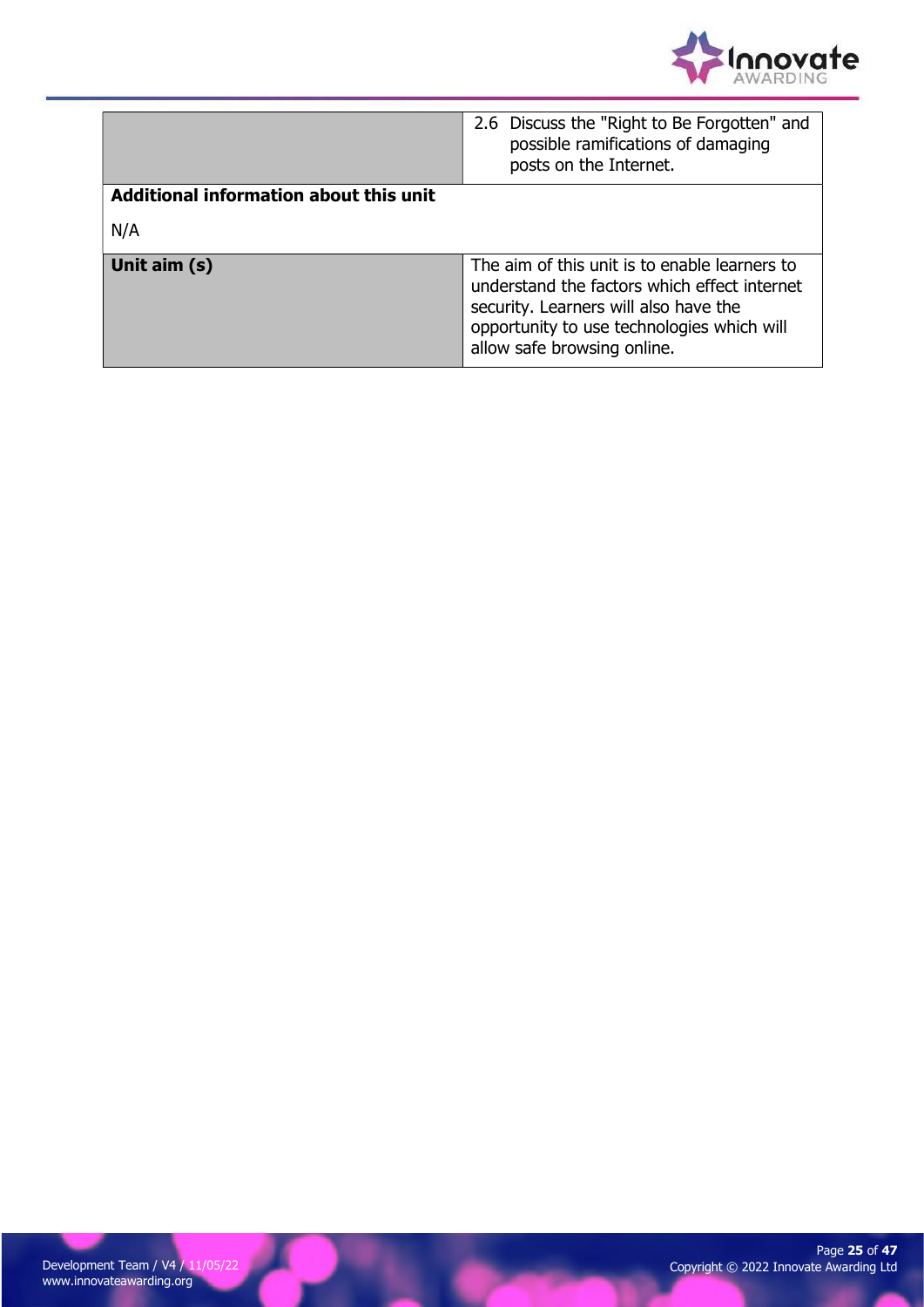| | |
|---|---|
| | 2.6 Discuss the "Right to Be Forgotten" and possible ramifications of damaging posts on the Internet. |
| **Additional information about this unit** | |
| N/A | |
| **Unit aim (s)** | The aim of this unit is to enable learners to understand the factors which effect internet security. Learners will also have the opportunity to use technologies which will allow safe browsing online. |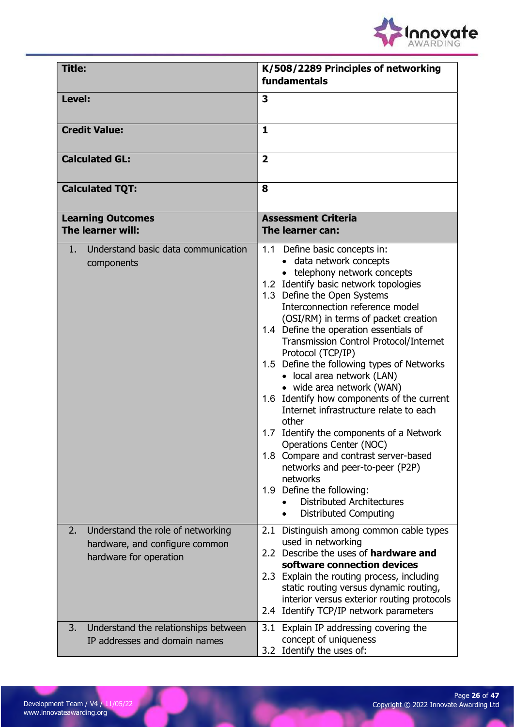| **Title:** | **K/508/2289 Principles of networking fundamentals** |
|---|---|
| **Level:** | **3** |
| **Credit Value:** | **1** |
| **Calculated GL:** | **2** |
| **Calculated TQT:** | **8** |
| **Learning Outcomes**<br>**The learner will:** | **Assessment Criteria**<br>**The learner can:** |
| 1. Understand basic data communication components | 1.1 Define basic concepts in:<br>• data network concepts<br>• telephony network concepts<br>1.2 Identify basic network topologies<br>1.3 Define the Open Systems Interconnection reference model (OSI/RM) in terms of packet creation<br>1.4 Define the operation essentials of Transmission Control Protocol/Internet Protocol (TCP/IP)<br>1.5 Define the following types of Networks<br>• local area network (LAN)<br>• wide area network (WAN)<br>1.6 Identify how components of the current Internet infrastructure relate to each other<br>1.7 Identify the components of a Network Operations Center (NOC)<br>1.8 Compare and contrast server-based networks and peer-to-peer (P2P) networks<br>1.9 Define the following:<br>• Distributed Architectures<br>• Distributed Computing |
| 2. Understand the role of networking hardware, and configure common hardware for operation | 2.1 Distinguish among common cable types used in networking<br>2.2 Describe the uses of **hardware and software connection devices**<br>2.3 Explain the routing process, including static routing versus dynamic routing, interior versus exterior routing protocols<br>2.4 Identify TCP/IP network parameters |
| 3. Understand the relationships between IP addresses and domain names | 3.1 Explain IP addressing covering the concept of uniqueness<br>3.2 Identify the uses of: |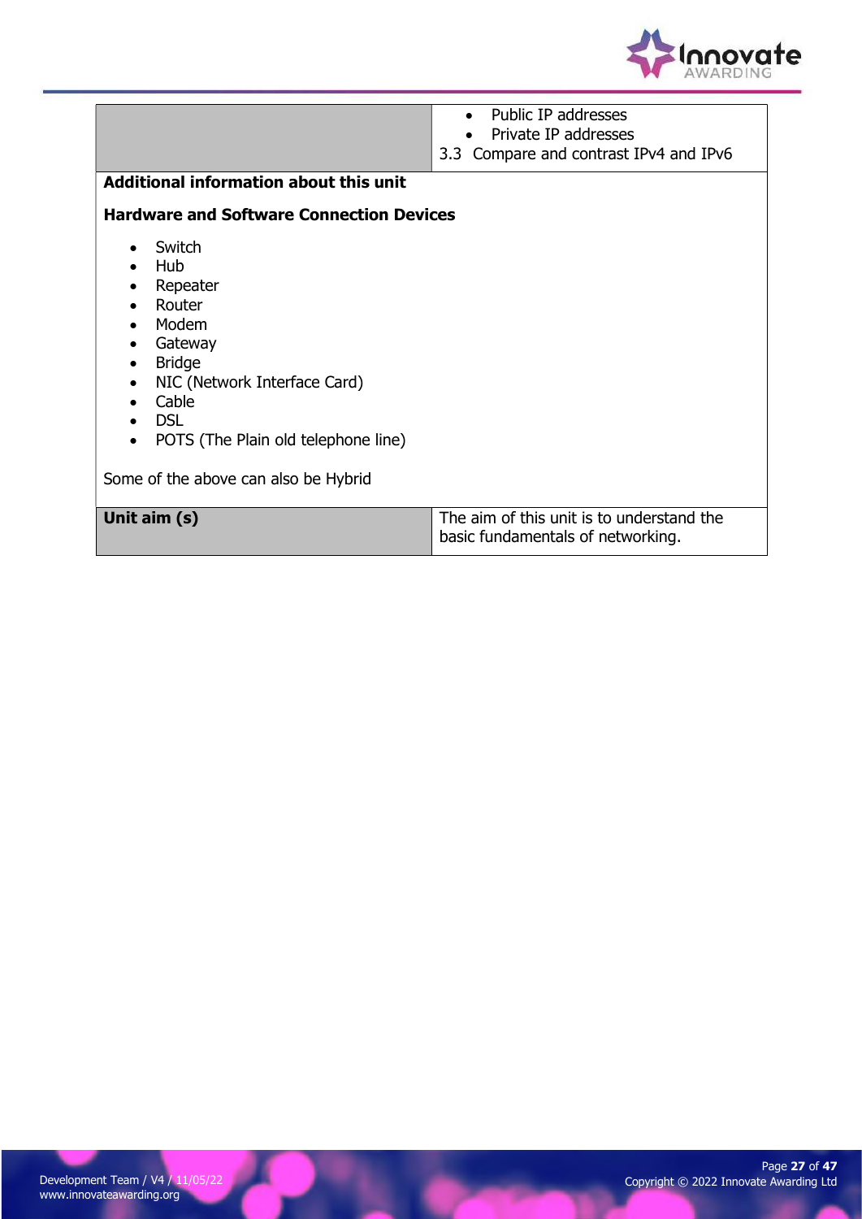| | |
|---|---|
| | • Public IP addresses<br>• Private IP addresses<br>3.3 Compare and contrast IPv4 and IPv6 |

**Additional information about this unit**

**Hardware and Software Connection Devices**

- Switch
- Hub
- Repeater
- Router
- Modem
- Gateway
- Bridge
- NIC (Network Interface Card)
- Cable
- DSL
- POTS (The Plain old telephone line)

Some of the above can also be Hybrid

| | |
|---|---|
| **Unit aim (s)** | The aim of this unit is to understand the basic fundamentals of networking. |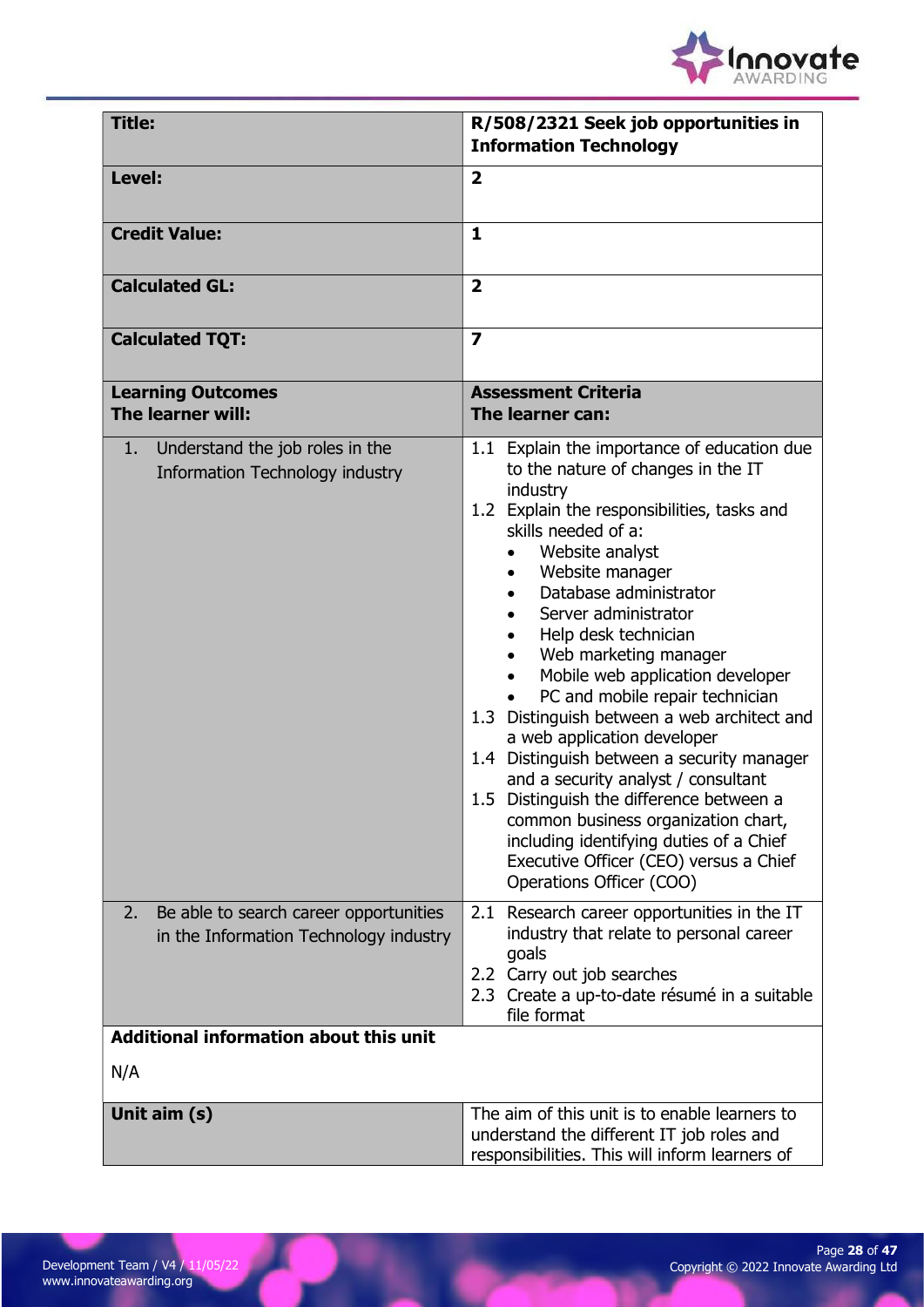| Title: | R/508/2321 Seek job opportunities in Information Technology |
|---|---|
| Level: | 2 |
| Credit Value: | 1 |
| Calculated GL: | 2 |
| Calculated TQT: | 7 |
| **Learning Outcomes**<br>**The learner will:** | **Assessment Criteria**<br>**The learner can:** |
| 1. Understand the job roles in the Information Technology industry | 1.1 Explain the importance of education due to the nature of changes in the IT industry<br>1.2 Explain the responsibilities, tasks and skills needed of a:<br>• Website analyst<br>• Website manager<br>• Database administrator<br>• Server administrator<br>• Help desk technician<br>• Web marketing manager<br>• Mobile web application developer<br>• PC and mobile repair technician<br>1.3 Distinguish between a web architect and a web application developer<br>1.4 Distinguish between a security manager and a security analyst / consultant<br>1.5 Distinguish the difference between a common business organization chart, including identifying duties of a Chief Executive Officer (CEO) versus a Chief Operations Officer (COO) |
| 2. Be able to search career opportunities in the Information Technology industry | 2.1 Research career opportunities in the IT industry that relate to personal career goals<br>2.2 Carry out job searches<br>2.3 Create a up-to-date résumé in a suitable file format |
| **Additional information about this unit**<br><br>N/A | |
| **Unit aim (s)** | The aim of this unit is to enable learners to understand the different IT job roles and responsibilities. This will inform learners of |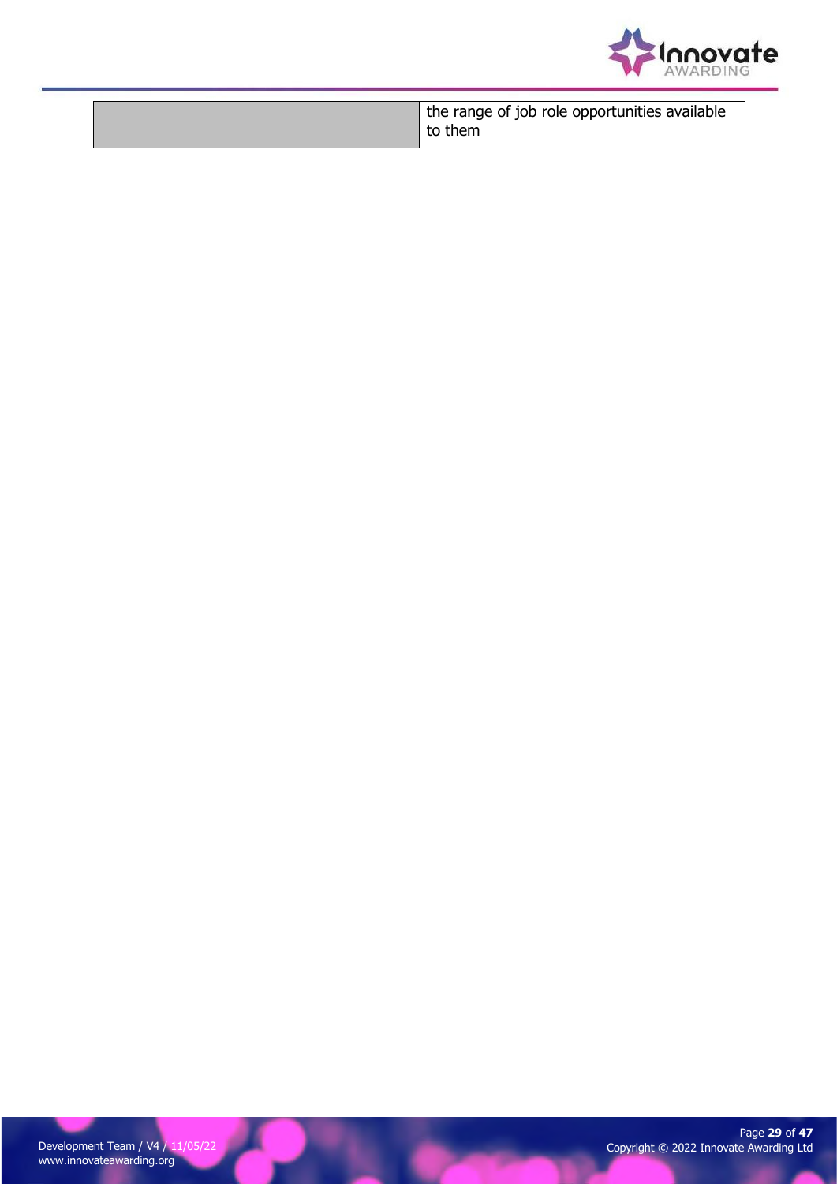| | |
|---|---|
| | the range of job role opportunities available to them |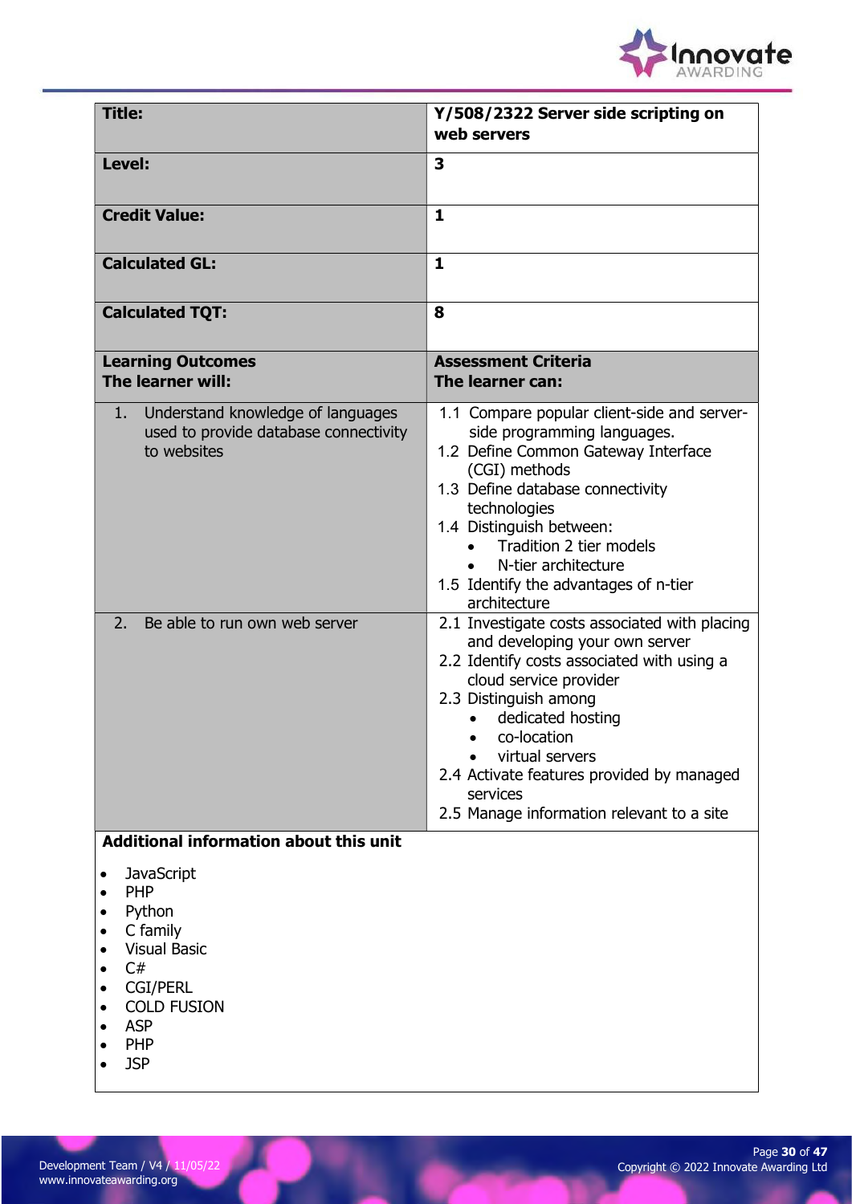| **Title:** | **Y/508/2322 Server side scripting on web servers** |
|---|---|
| **Level:** | **3** |
| **Credit Value:** | **1** |
| **Calculated GL:** | **1** |
| **Calculated TQT:** | **8** |
| **Learning Outcomes**<br>**The learner will:** | **Assessment Criteria**<br>**The learner can:** |
| 1. Understand knowledge of languages used to provide database connectivity to websites | 1.1 Compare popular client-side and server-side programming languages.<br>1.2 Define Common Gateway Interface (CGI) methods<br>1.3 Define database connectivity technologies<br>1.4 Distinguish between:<br>• Tradition 2 tier models<br>• N-tier architecture<br>1.5 Identify the advantages of n-tier architecture |
| 2. Be able to run own web server | 2.1 Investigate costs associated with placing and developing your own server<br>2.2 Identify costs associated with using a cloud service provider<br>2.3 Distinguish among<br>• dedicated hosting<br>• co-location<br>• virtual servers<br>2.4 Activate features provided by managed services<br>2.5 Manage information relevant to a site |

**Additional information about this unit**

- JavaScript
- PHP
- Python
- C family
- Visual Basic
- C#
- CGI/PERL
- COLD FUSION
- ASP
- PHP
- JSP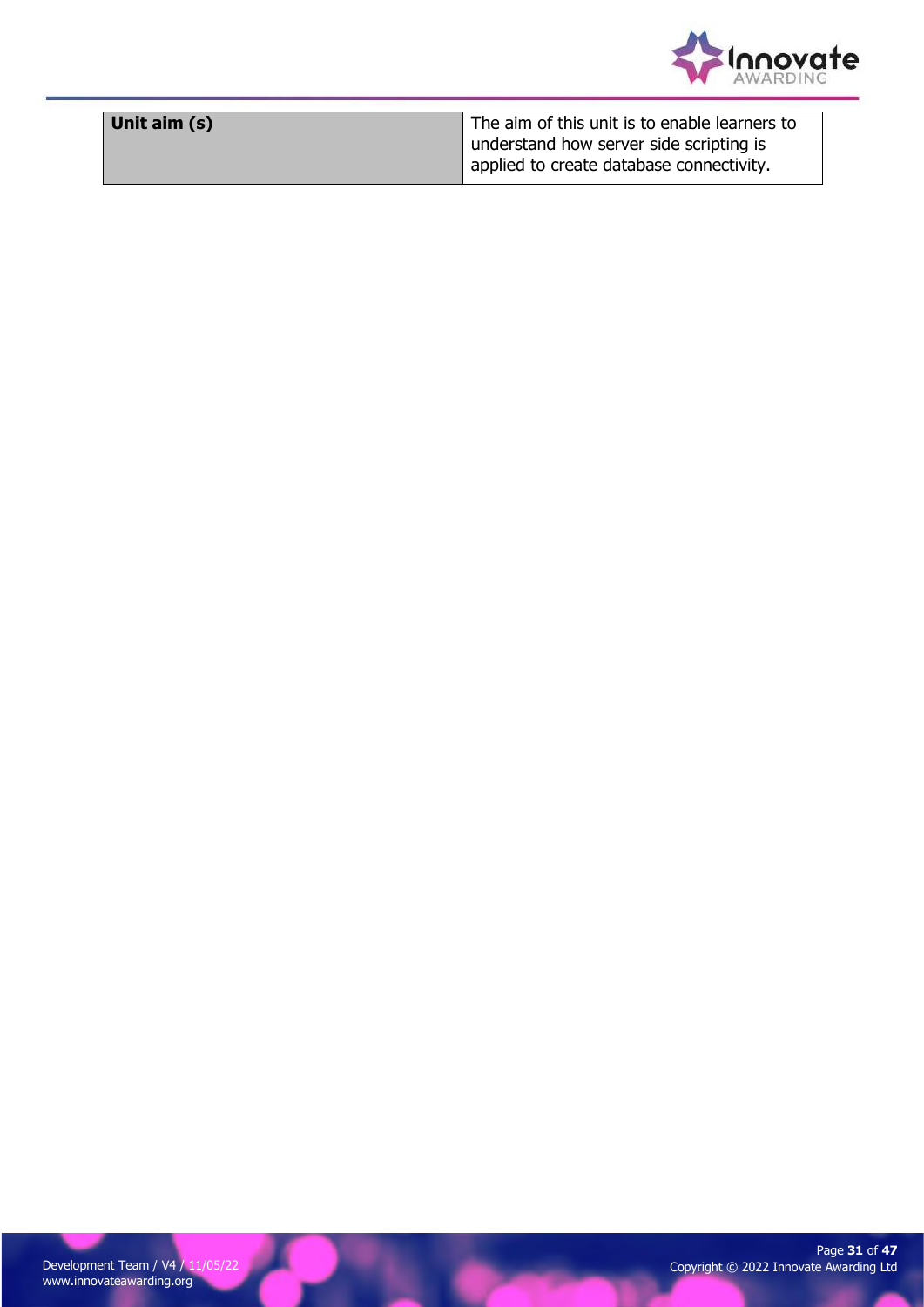| Unit aim (s) | The aim of this unit is to enable learners to understand how server side scripting is applied to create database connectivity. |
| --- | --- |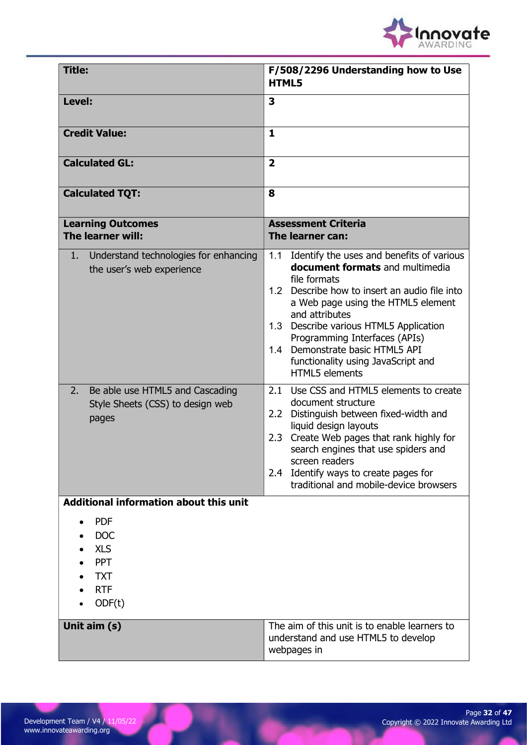| **Title:** | **F/508/2296 Understanding how to Use HTML5** |
|---|---|
| **Level:** | **3** |
| **Credit Value:** | **1** |
| **Calculated GL:** | **2** |
| **Calculated TQT:** | **8** |
| **Learning Outcomes The learner will:** | **Assessment Criteria The learner can:** |
| 1. Understand technologies for enhancing the user's web experience | 1.1 Identify the uses and benefits of various **document formats** and multimedia file formats<br>1.2 Describe how to insert an audio file into a Web page using the HTML5 element and attributes<br>1.3 Describe various HTML5 Application Programming Interfaces (APIs)<br>1.4 Demonstrate basic HTML5 API functionality using JavaScript and HTML5 elements |
| 2. Be able use HTML5 and Cascading Style Sheets (CSS) to design web pages | 2.1 Use CSS and HTML5 elements to create document structure<br>2.2 Distinguish between fixed-width and liquid design layouts<br>2.3 Create Web pages that rank highly for search engines that use spiders and screen readers<br>2.4 Identify ways to create pages for traditional and mobile-device browsers |
| **Additional information about this unit**<br><br>• PDF<br>• DOC<br>• XLS<br>• PPT<br>• TXT<br>• RTF<br>• ODF(t) | |
| **Unit aim (s)** | The aim of this unit is to enable learners to understand and use HTML5 to develop webpages in |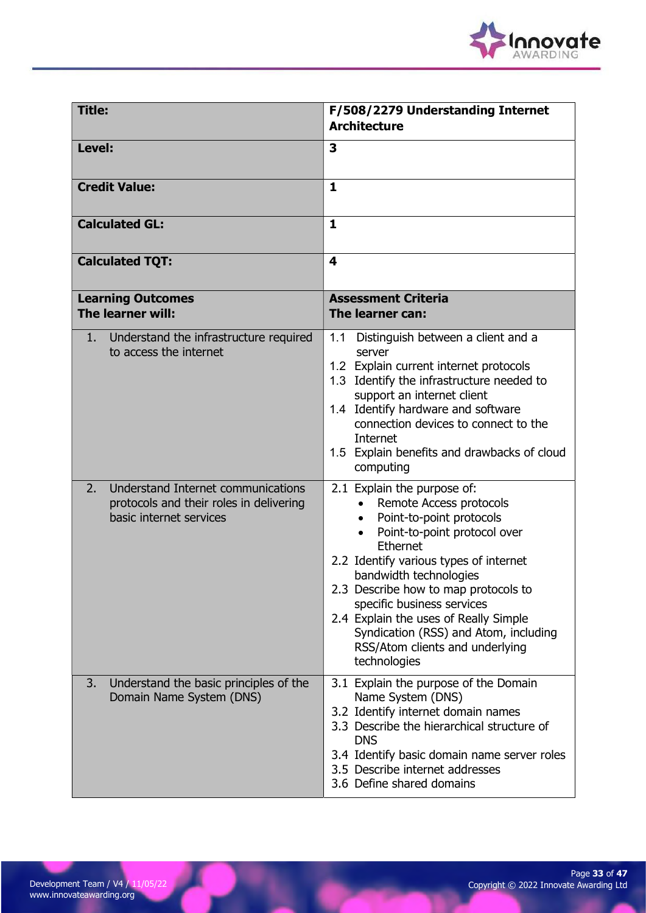| **Title:** | **F/508/2279 Understanding Internet Architecture** |
|---|---|
| **Level:** | **3** |
| **Credit Value:** | **1** |
| **Calculated GL:** | **1** |
| **Calculated TQT:** | **4** |
| **Learning Outcomes**<br>**The learner will:** | **Assessment Criteria**<br>**The learner can:** |
| 1. Understand the infrastructure required to access the internet | 1.1 Distinguish between a client and a server<br>1.2 Explain current internet protocols<br>1.3 Identify the infrastructure needed to support an internet client<br>1.4 Identify hardware and software connection devices to connect to the Internet<br>1.5 Explain benefits and drawbacks of cloud computing |
| 2. Understand Internet communications protocols and their roles in delivering basic internet services | 2.1 Explain the purpose of:<br>• Remote Access protocols<br>• Point-to-point protocols<br>• Point-to-point protocol over Ethernet<br>2.2 Identify various types of internet bandwidth technologies<br>2.3 Describe how to map protocols to specific business services<br>2.4 Explain the uses of Really Simple Syndication (RSS) and Atom, including RSS/Atom clients and underlying technologies |
| 3. Understand the basic principles of the Domain Name System (DNS) | 3.1 Explain the purpose of the Domain Name System (DNS)<br>3.2 Identify internet domain names<br>3.3 Describe the hierarchical structure of DNS<br>3.4 Identify basic domain name server roles<br>3.5 Describe internet addresses<br>3.6 Define shared domains |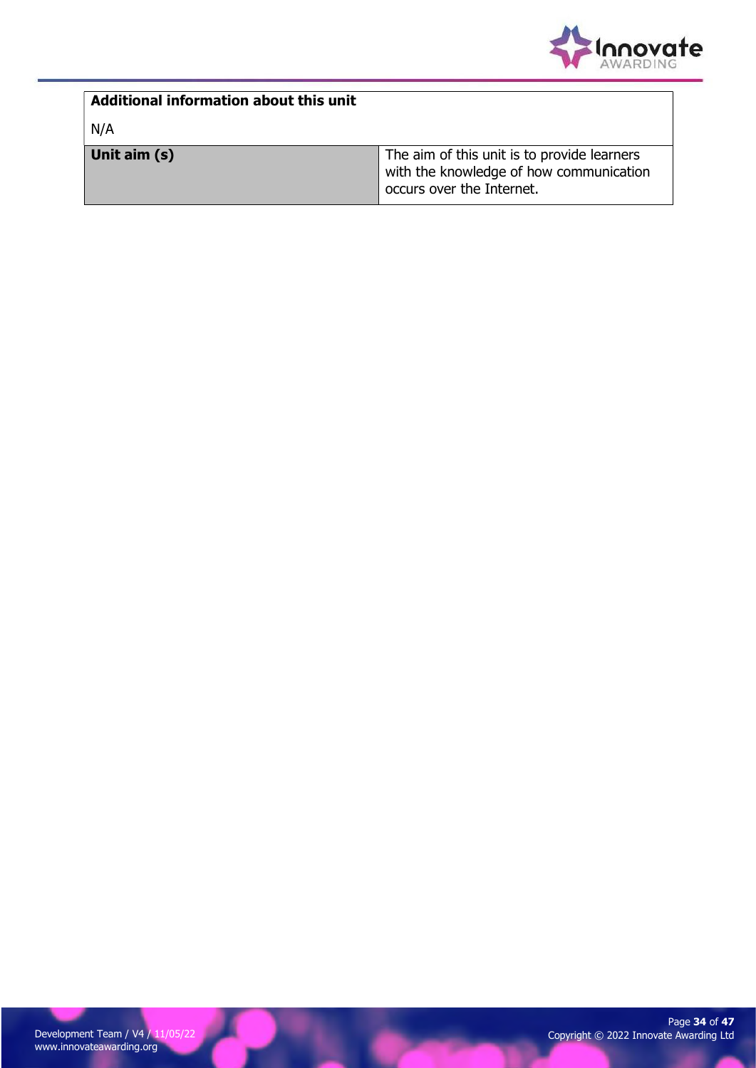| **Additional information about this unit** | |
| --- | --- |
| N/A | |
| **Unit aim (s)** | The aim of this unit is to provide learners with the knowledge of how communication occurs over the Internet. |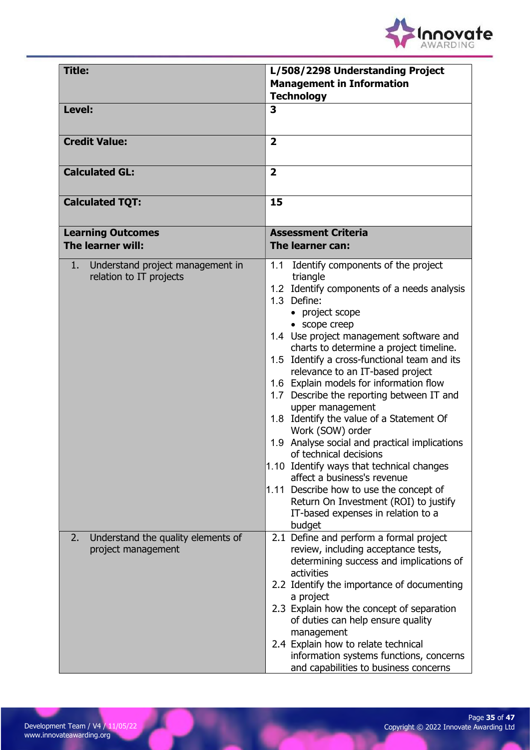| **Title:** | **L/508/2298 Understanding Project Management in Information Technology** |
|---|---|
| **Level:** | **3** |
| **Credit Value:** | **2** |
| **Calculated GL:** | **2** |
| **Calculated TQT:** | **15** |
| **Learning Outcomes**<br>**The learner will:** | **Assessment Criteria**<br>**The learner can:** |
| 1. Understand project management in relation to IT projects | 1.1 Identify components of the project triangle<br>1.2 Identify components of a needs analysis<br>1.3 Define:<br>• project scope<br>• scope creep<br>1.4 Use project management software and charts to determine a project timeline.<br>1.5 Identify a cross-functional team and its relevance to an IT-based project<br>1.6 Explain models for information flow<br>1.7 Describe the reporting between IT and upper management<br>1.8 Identify the value of a Statement Of Work (SOW) order<br>1.9 Analyse social and practical implications of technical decisions<br>1.10 Identify ways that technical changes affect a business's revenue<br>1.11 Describe how to use the concept of Return On Investment (ROI) to justify IT-based expenses in relation to a budget |
| 2. Understand the quality elements of project management | 2.1 Define and perform a formal project review, including acceptance tests, determining success and implications of activities<br>2.2 Identify the importance of documenting a project<br>2.3 Explain how the concept of separation of duties can help ensure quality management<br>2.4 Explain how to relate technical information systems functions, concerns and capabilities to business concerns |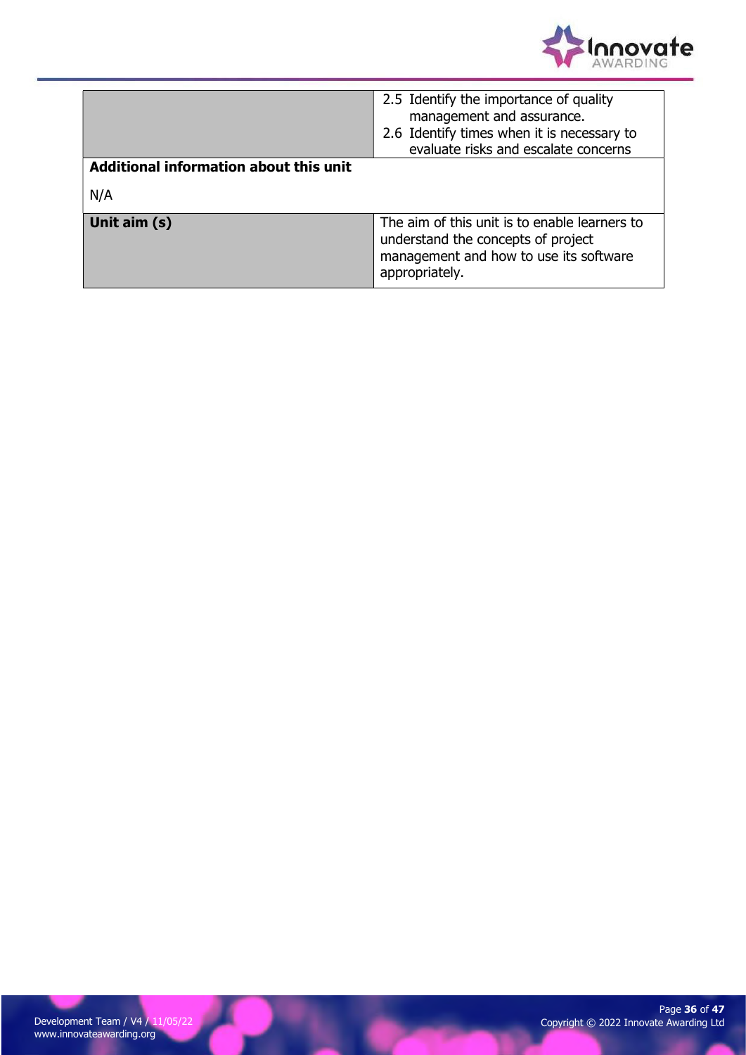| | |
|---|---|
| | 2.5 Identify the importance of quality management and assurance.<br>2.6 Identify times when it is necessary to evaluate risks and escalate concerns |
| **Additional information about this unit**<br><br>N/A | |
| **Unit aim (s)** | The aim of this unit is to enable learners to understand the concepts of project management and how to use its software appropriately. |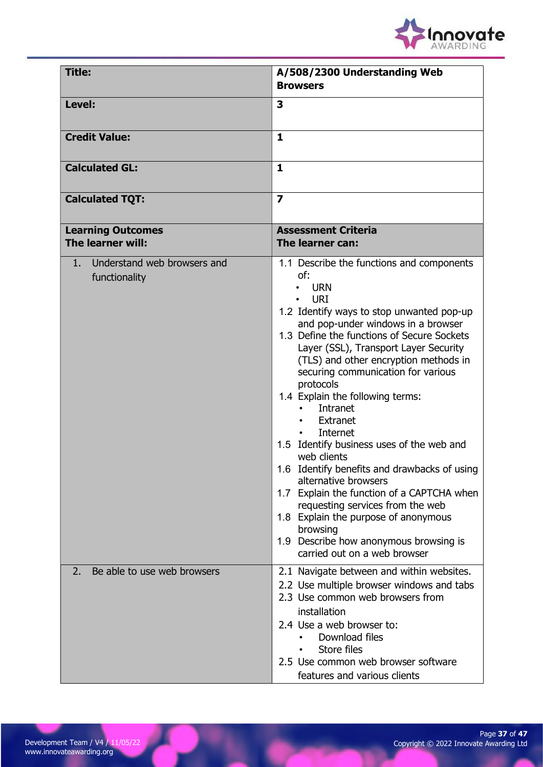| **Title:** | **A/508/2300 Understanding Web Browsers** |
|---|---|
| **Level:** | **3** |
| **Credit Value:** | **1** |
| **Calculated GL:** | **1** |
| **Calculated TQT:** | **7** |
| **Learning Outcomes**<br>**The learner will:** | **Assessment Criteria**<br>**The learner can:** |
| 1. Understand web browsers and functionality | 1.1 Describe the functions and components of:<br>• URN<br>• URI<br>1.2 Identify ways to stop unwanted pop-up and pop-under windows in a browser<br>1.3 Define the functions of Secure Sockets Layer (SSL), Transport Layer Security (TLS) and other encryption methods in securing communication for various protocols<br>1.4 Explain the following terms:<br>• Intranet<br>• Extranet<br>• Internet<br>1.5 Identify business uses of the web and web clients<br>1.6 Identify benefits and drawbacks of using alternative browsers<br>1.7 Explain the function of a CAPTCHA when requesting services from the web<br>1.8 Explain the purpose of anonymous browsing<br>1.9 Describe how anonymous browsing is carried out on a web browser |
| 2. Be able to use web browsers | 2.1 Navigate between and within websites.<br>2.2 Use multiple browser windows and tabs<br>2.3 Use common web browsers from installation<br>2.4 Use a web browser to:<br>• Download files<br>• Store files<br>2.5 Use common web browser software features and various clients |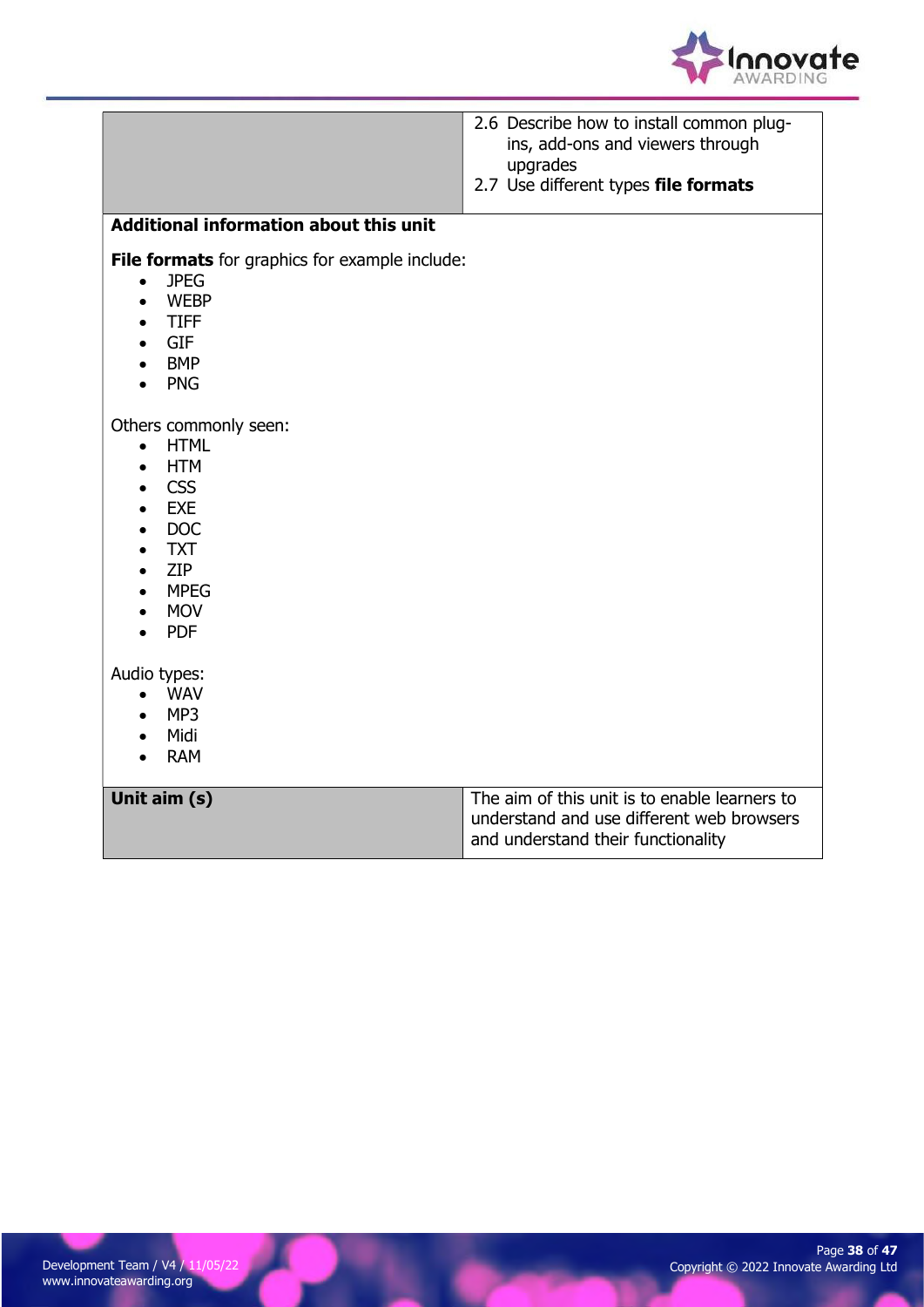| | |
|---|---|
| | 2.6 Describe how to install common plug-ins, add-ons and viewers through upgrades<br>2.7 Use different types **file formats** |

**Additional information about this unit**

**File formats** for graphics for example include:

- JPEG
- WEBP
- TIFF
- GIF
- BMP
- PNG

Others commonly seen:

- HTML
- HTM
- CSS
- EXE
- DOC
- TXT
- ZIP
- MPEG
- MOV
- PDF

Audio types:

- WAV
- MP3
- Midi
- RAM

| | |
|---|---|
| **Unit aim (s)** | The aim of this unit is to enable learners to understand and use different web browsers and understand their functionality |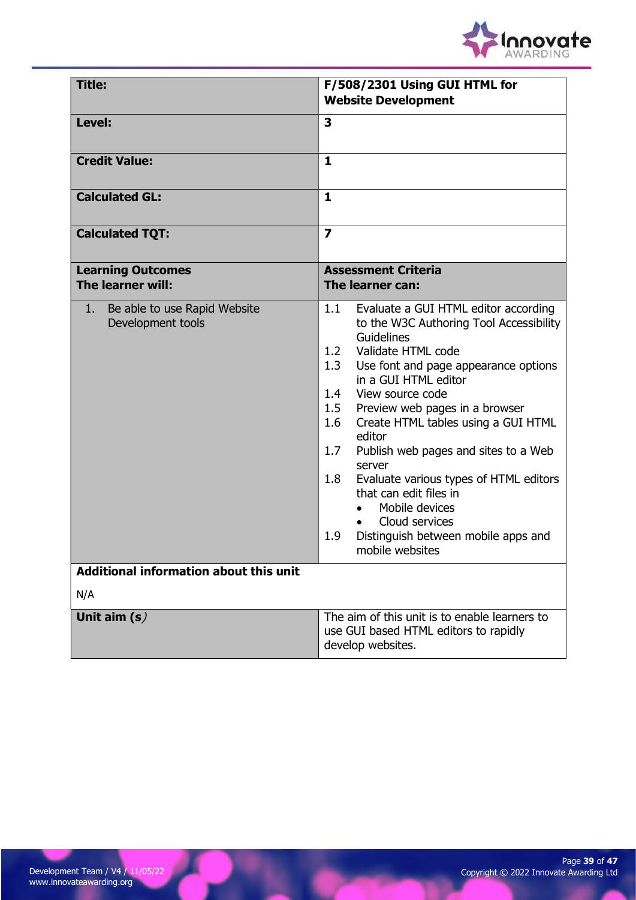| Title: | F/508/2301 Using GUI HTML for Website Development |
|---|---|
| **Level:** | **3** |
| **Credit Value:** | **1** |
| **Calculated GL:** | **1** |
| **Calculated TQT:** | **7** |
| **Learning Outcomes**<br>**The learner will:** | **Assessment Criteria**<br>**The learner can:** |
| 1. Be able to use Rapid Website Development tools | 1.1 Evaluate a GUI HTML editor according to the W3C Authoring Tool Accessibility Guidelines<br>1.2 Validate HTML code<br>1.3 Use font and page appearance options in a GUI HTML editor<br>1.4 View source code<br>1.5 Preview web pages in a browser<br>1.6 Create HTML tables using a GUI HTML editor<br>1.7 Publish web pages and sites to a Web server<br>1.8 Evaluate various types of HTML editors that can edit files in<br>• Mobile devices<br>• Cloud services<br>1.9 Distinguish between mobile apps and mobile websites |
| **Additional information about this unit**<br><br>N/A | |
| **Unit aim (s)** | The aim of this unit is to enable learners to use GUI based HTML editors to rapidly develop websites. |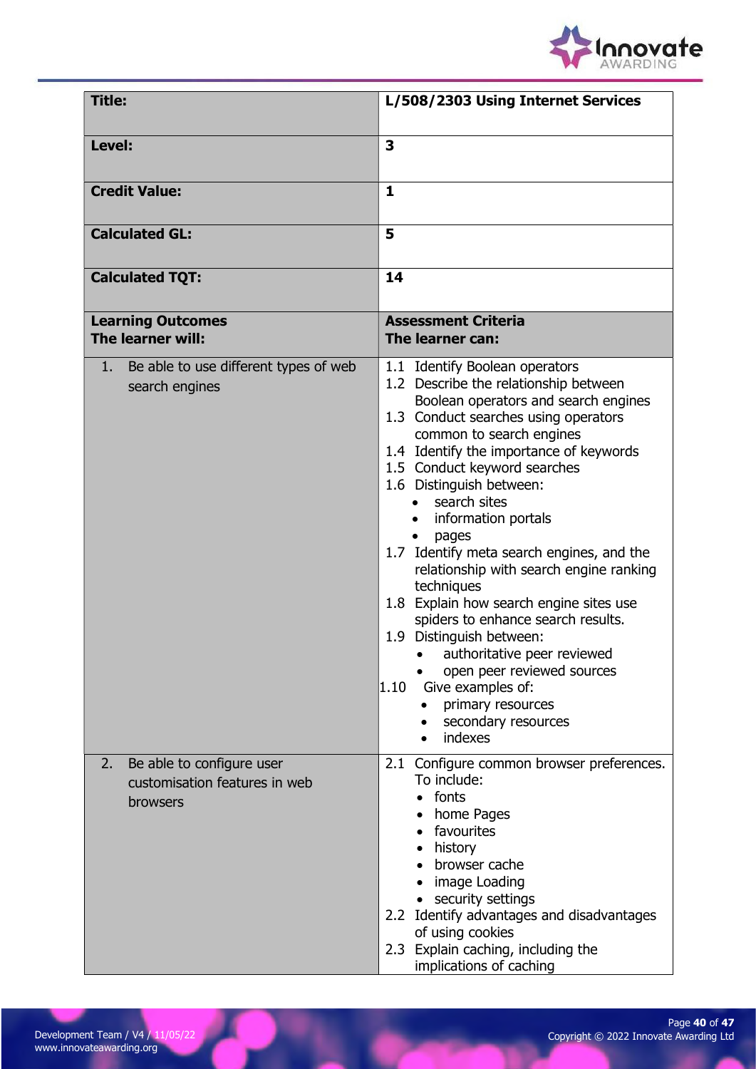| **Title:** | **L/508/2303 Using Internet Services** |
|---|---|
| **Level:** | **3** |
| **Credit Value:** | **1** |
| **Calculated GL:** | **5** |
| **Calculated TQT:** | **14** |
| **Learning Outcomes**<br>**The learner will:** | **Assessment Criteria**<br>**The learner can:** |
| 1. Be able to use different types of web search engines | 1.1 Identify Boolean operators<br>1.2 Describe the relationship between Boolean operators and search engines<br>1.3 Conduct searches using operators common to search engines<br>1.4 Identify the importance of keywords<br>1.5 Conduct keyword searches<br>1.6 Distinguish between:<br>• search sites<br>• information portals<br>• pages<br>1.7 Identify meta search engines, and the relationship with search engine ranking techniques<br>1.8 Explain how search engine sites use spiders to enhance search results.<br>1.9 Distinguish between:<br>• authoritative peer reviewed<br>• open peer reviewed sources<br>1.10 Give examples of:<br>• primary resources<br>• secondary resources<br>• indexes |
| 2. Be able to configure user customisation features in web browsers | 2.1 Configure common browser preferences. To include:<br>• fonts<br>• home Pages<br>• favourites<br>• history<br>• browser cache<br>• image Loading<br>• security settings<br>2.2 Identify advantages and disadvantages of using cookies<br>2.3 Explain caching, including the implications of caching |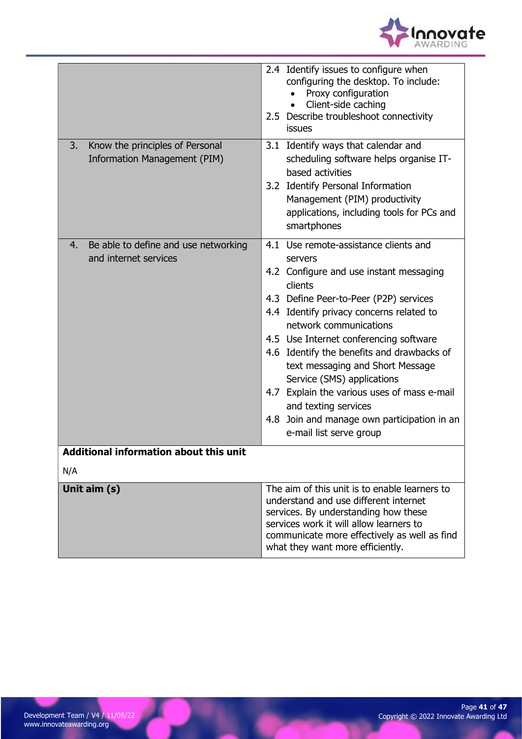| | |
|---|---|
| | 2.4 Identify issues to configure when configuring the desktop. To include:<br>• Proxy configuration<br>• Client-side caching<br>2.5 Describe troubleshoot connectivity issues |
| 3. Know the principles of Personal Information Management (PIM) | 3.1 Identify ways that calendar and scheduling software helps organise IT-based activities<br>3.2 Identify Personal Information Management (PIM) productivity applications, including tools for PCs and smartphones |
| 4. Be able to define and use networking and internet services | 4.1 Use remote-assistance clients and servers<br>4.2 Configure and use instant messaging clients<br>4.3 Define Peer-to-Peer (P2P) services<br>4.4 Identify privacy concerns related to network communications<br>4.5 Use Internet conferencing software<br>4.6 Identify the benefits and drawbacks of text messaging and Short Message Service (SMS) applications<br>4.7 Explain the various uses of mass e-mail and texting services<br>4.8 Join and manage own participation in an e-mail list serve group |
| **Additional information about this unit**<br><br>N/A | |
| **Unit aim (s)** | The aim of this unit is to enable learners to understand and use different internet services. By understanding how these services work it will allow learners to communicate more effectively as well as find what they want more efficiently. |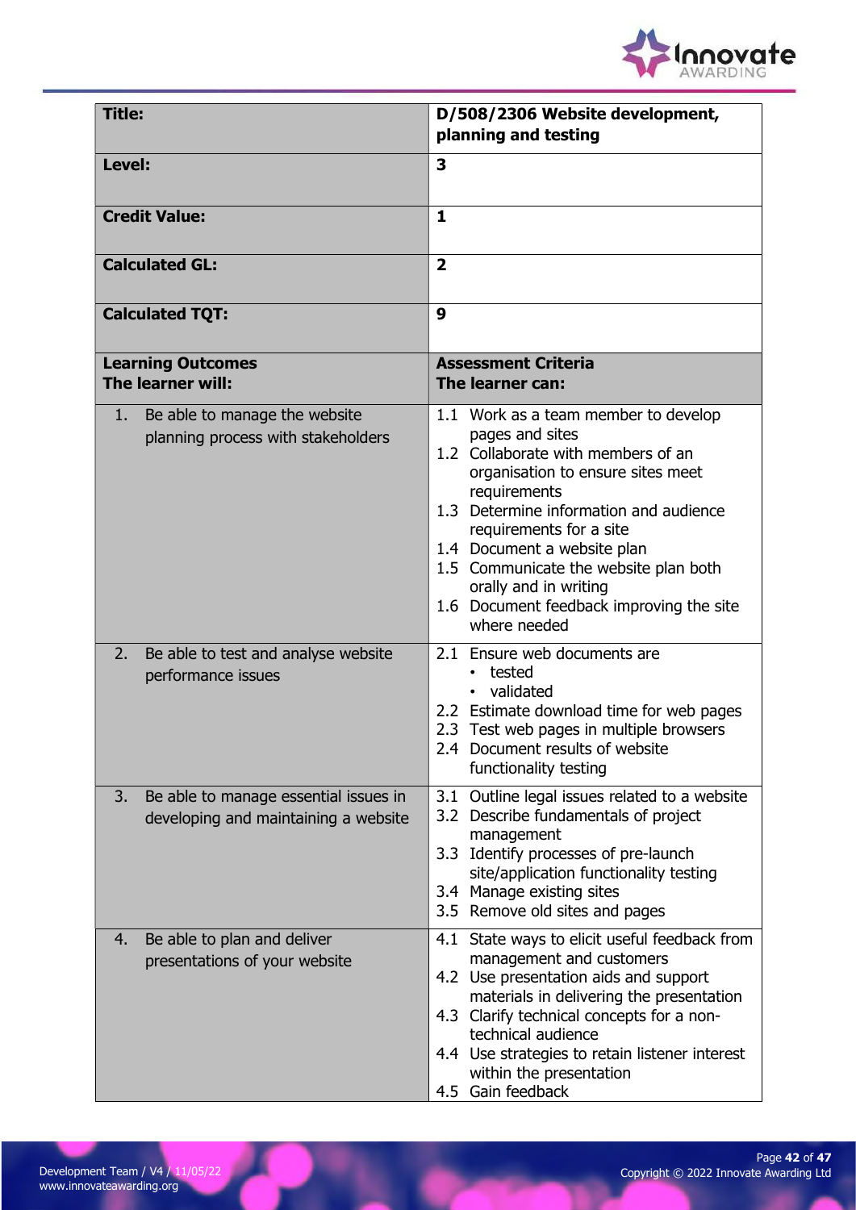| **Title:** | **D/508/2306 Website development, planning and testing** |
|---|---|
| **Level:** | **3** |
| **Credit Value:** | **1** |
| **Calculated GL:** | **2** |
| **Calculated TQT:** | **9** |
| **Learning Outcomes**<br>**The learner will:** | **Assessment Criteria**<br>**The learner can:** |
| 1. Be able to manage the website planning process with stakeholders | 1.1 Work as a team member to develop pages and sites<br>1.2 Collaborate with members of an organisation to ensure sites meet requirements<br>1.3 Determine information and audience requirements for a site<br>1.4 Document a website plan<br>1.5 Communicate the website plan both orally and in writing<br>1.6 Document feedback improving the site where needed |
| 2. Be able to test and analyse website performance issues | 2.1 Ensure web documents are<br>• tested<br>• validated<br>2.2 Estimate download time for web pages<br>2.3 Test web pages in multiple browsers<br>2.4 Document results of website functionality testing |
| 3. Be able to manage essential issues in developing and maintaining a website | 3.1 Outline legal issues related to a website<br>3.2 Describe fundamentals of project management<br>3.3 Identify processes of pre-launch site/application functionality testing<br>3.4 Manage existing sites<br>3.5 Remove old sites and pages |
| 4. Be able to plan and deliver presentations of your website | 4.1 State ways to elicit useful feedback from management and customers<br>4.2 Use presentation aids and support materials in delivering the presentation<br>4.3 Clarify technical concepts for a non-technical audience<br>4.4 Use strategies to retain listener interest within the presentation<br>4.5 Gain feedback |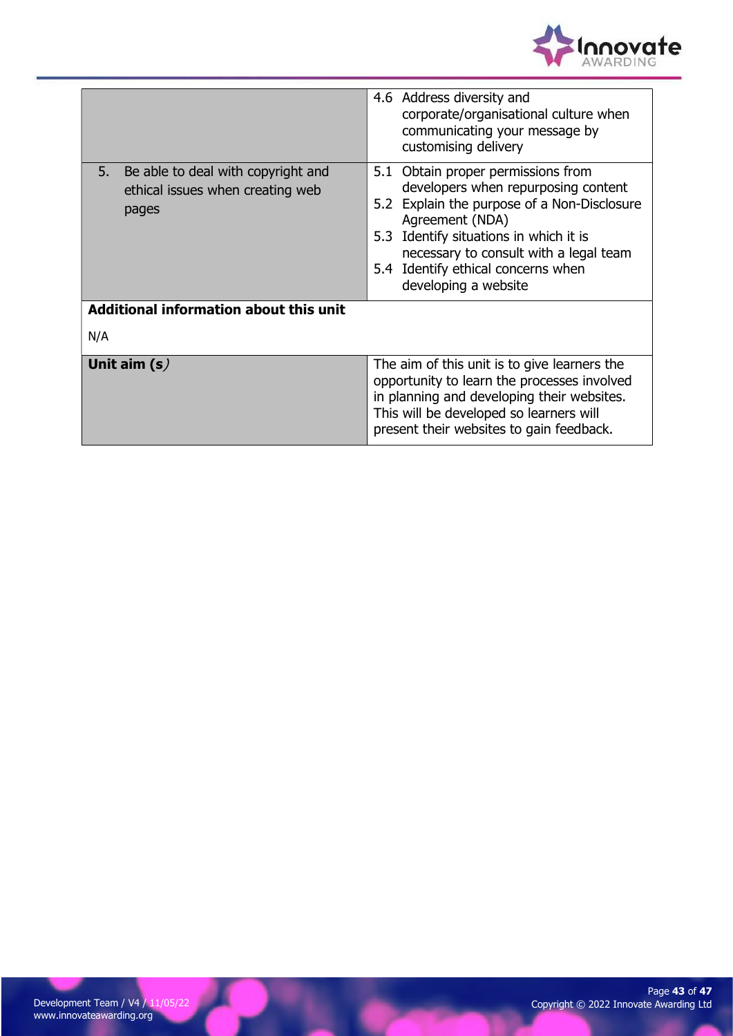| | |
|---|---|
| | 4.6 Address diversity and corporate/organisational culture when communicating your message by customising delivery |
| 5. Be able to deal with copyright and ethical issues when creating web pages | 5.1 Obtain proper permissions from developers when repurposing content<br>5.2 Explain the purpose of a Non-Disclosure Agreement (NDA)<br>5.3 Identify situations in which it is necessary to consult with a legal team<br>5.4 Identify ethical concerns when developing a website |
| **Additional information about this unit**<br><br>N/A | |
| **Unit aim (s)** | The aim of this unit is to give learners the opportunity to learn the processes involved in planning and developing their websites. This will be developed so learners will present their websites to gain feedback. |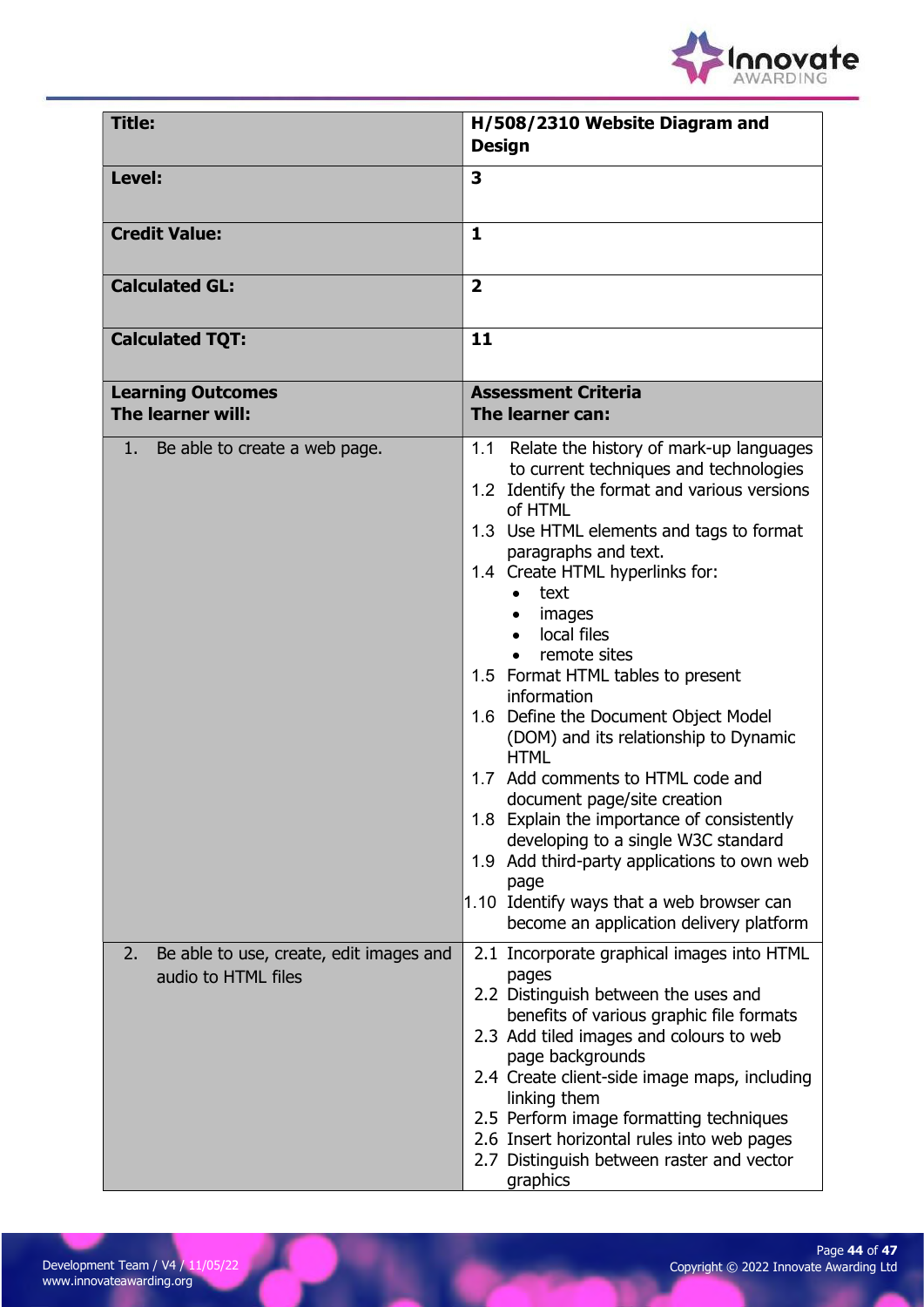| Title: | H/508/2310 Website Diagram and Design |
|---|---|
| Level: | 3 |
| Credit Value: | 1 |
| Calculated GL: | 2 |
| Calculated TQT: | 11 |
| **Learning Outcomes**<br>**The learner will:** | **Assessment Criteria**<br>**The learner can:** |
| 1. Be able to create a web page. | 1.1 Relate the history of mark-up languages to current techniques and technologies<br>1.2 Identify the format and various versions of HTML<br>1.3 Use HTML elements and tags to format paragraphs and text.<br>1.4 Create HTML hyperlinks for:<br>• text<br>• images<br>• local files<br>• remote sites<br>1.5 Format HTML tables to present information<br>1.6 Define the Document Object Model (DOM) and its relationship to Dynamic HTML<br>1.7 Add comments to HTML code and document page/site creation<br>1.8 Explain the importance of consistently developing to a single W3C standard<br>1.9 Add third-party applications to own web page<br>1.10 Identify ways that a web browser can become an application delivery platform |
| 2. Be able to use, create, edit images and audio to HTML files | 2.1 Incorporate graphical images into HTML pages<br>2.2 Distinguish between the uses and benefits of various graphic file formats<br>2.3 Add tiled images and colours to web page backgrounds<br>2.4 Create client-side image maps, including linking them<br>2.5 Perform image formatting techniques<br>2.6 Insert horizontal rules into web pages<br>2.7 Distinguish between raster and vector graphics |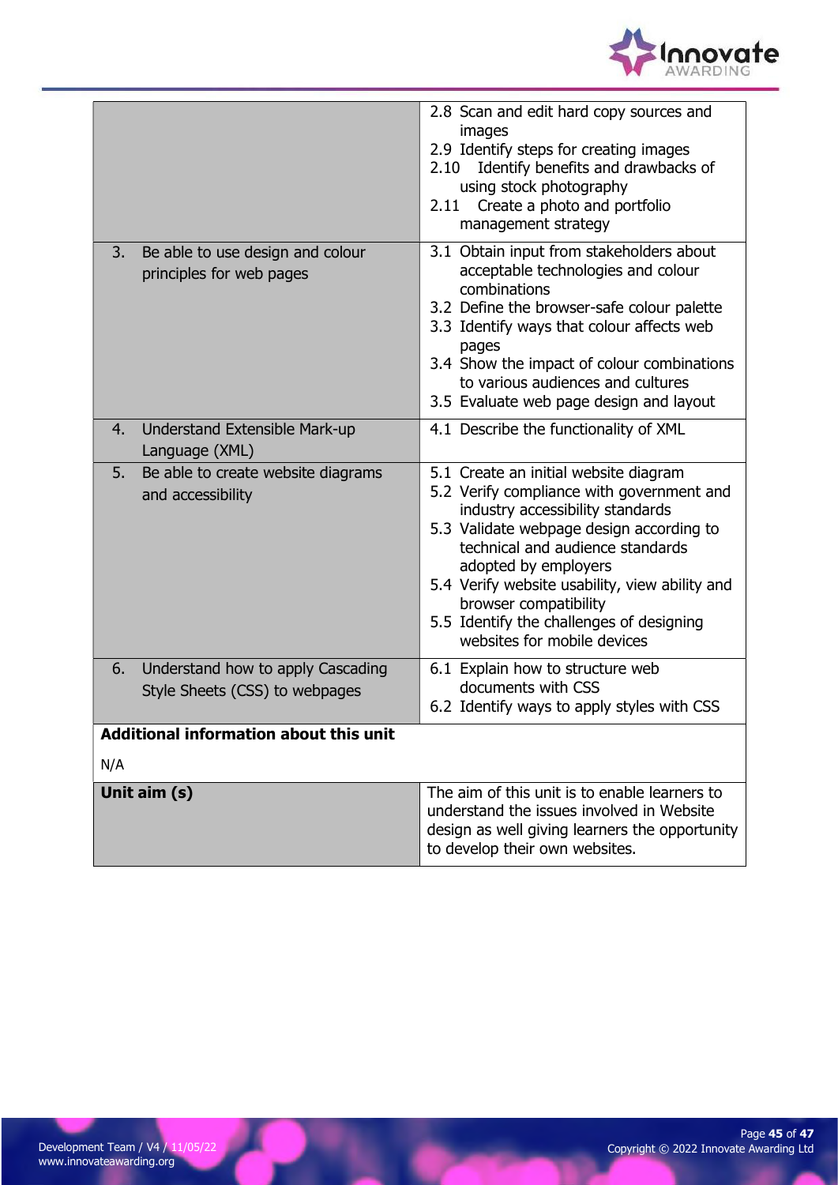| | |
|---|---|
| | 2.8 Scan and edit hard copy sources and images<br>2.9 Identify steps for creating images<br>2.10 Identify benefits and drawbacks of using stock photography<br>2.11 Create a photo and portfolio management strategy |
| 3. Be able to use design and colour principles for web pages | 3.1 Obtain input from stakeholders about acceptable technologies and colour combinations<br>3.2 Define the browser-safe colour palette<br>3.3 Identify ways that colour affects web pages<br>3.4 Show the impact of colour combinations to various audiences and cultures<br>3.5 Evaluate web page design and layout |
| 4. Understand Extensible Mark-up Language (XML) | 4.1 Describe the functionality of XML |
| 5. Be able to create website diagrams and accessibility | 5.1 Create an initial website diagram<br>5.2 Verify compliance with government and industry accessibility standards<br>5.3 Validate webpage design according to technical and audience standards adopted by employers<br>5.4 Verify website usability, view ability and browser compatibility<br>5.5 Identify the challenges of designing websites for mobile devices |
| 6. Understand how to apply Cascading Style Sheets (CSS) to webpages | 6.1 Explain how to structure web documents with CSS<br>6.2 Identify ways to apply styles with CSS |

**Additional information about this unit**

N/A

| | |
|---|---|
| **Unit aim (s)** | The aim of this unit is to enable learners to understand the issues involved in Website design as well giving learners the opportunity to develop their own websites. |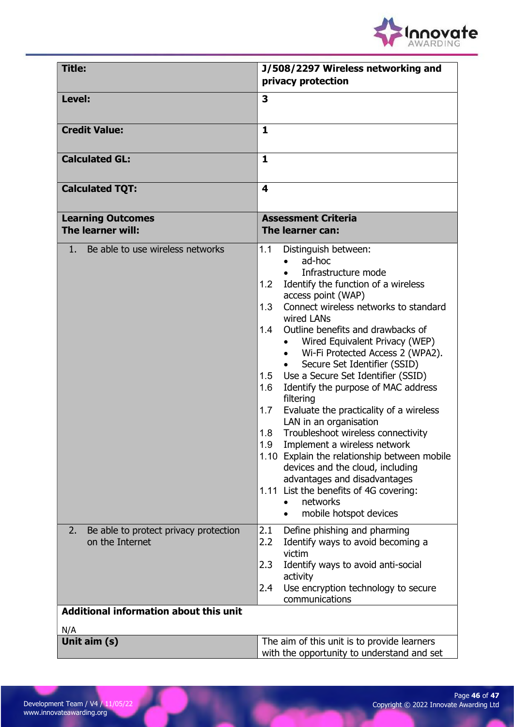| **Title:** | **J/508/2297 Wireless networking and privacy protection** |
|---|---|
| **Level:** | **3** |
| **Credit Value:** | **1** |
| **Calculated GL:** | **1** |
| **Calculated TQT:** | **4** |
| **Learning Outcomes**<br>**The learner will:** | **Assessment Criteria**<br>**The learner can:** |
| 1. Be able to use wireless networks | 1.1 Distinguish between:<br>• ad-hoc<br>• Infrastructure mode<br>1.2 Identify the function of a wireless access point (WAP)<br>1.3 Connect wireless networks to standard wired LANs<br>1.4 Outline benefits and drawbacks of<br>• Wired Equivalent Privacy (WEP)<br>• Wi-Fi Protected Access 2 (WPA2).<br>• Secure Set Identifier (SSID)<br>1.5 Use a Secure Set Identifier (SSID)<br>1.6 Identify the purpose of MAC address filtering<br>1.7 Evaluate the practicality of a wireless LAN in an organisation<br>1.8 Troubleshoot wireless connectivity<br>1.9 Implement a wireless network<br>1.10 Explain the relationship between mobile devices and the cloud, including advantages and disadvantages<br>1.11 List the benefits of 4G covering:<br>• networks<br>• mobile hotspot devices |
| 2. Be able to protect privacy protection on the Internet | 2.1 Define phishing and pharming<br>2.2 Identify ways to avoid becoming a victim<br>2.3 Identify ways to avoid anti-social activity<br>2.4 Use encryption technology to secure communications |
| **Additional information about this unit**<br><br>N/A | |
| **Unit aim (s)** | The aim of this unit is to provide learners with the opportunity to understand and set |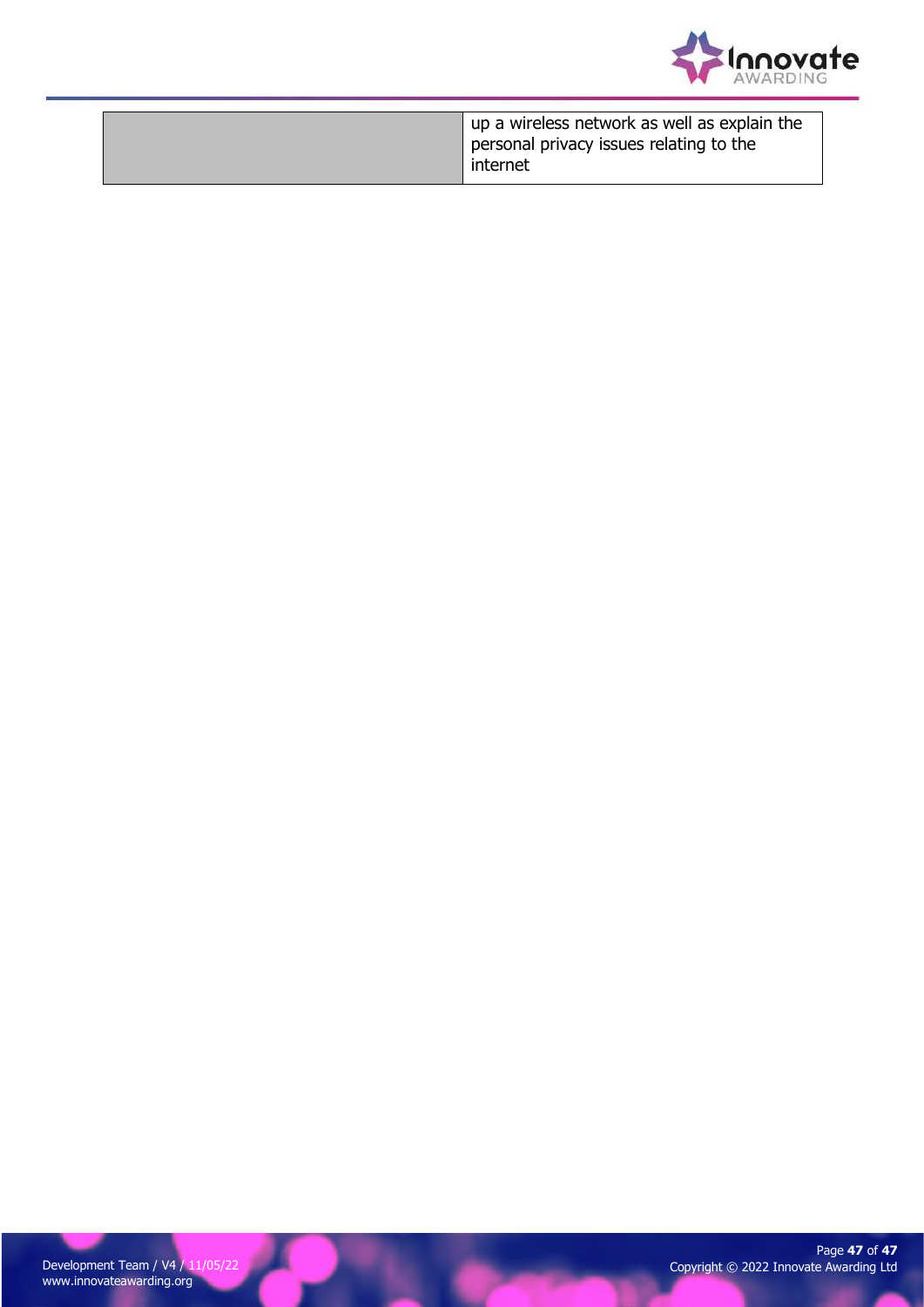| | |
|---|---|
| | up a wireless network as well as explain the personal privacy issues relating to the internet |